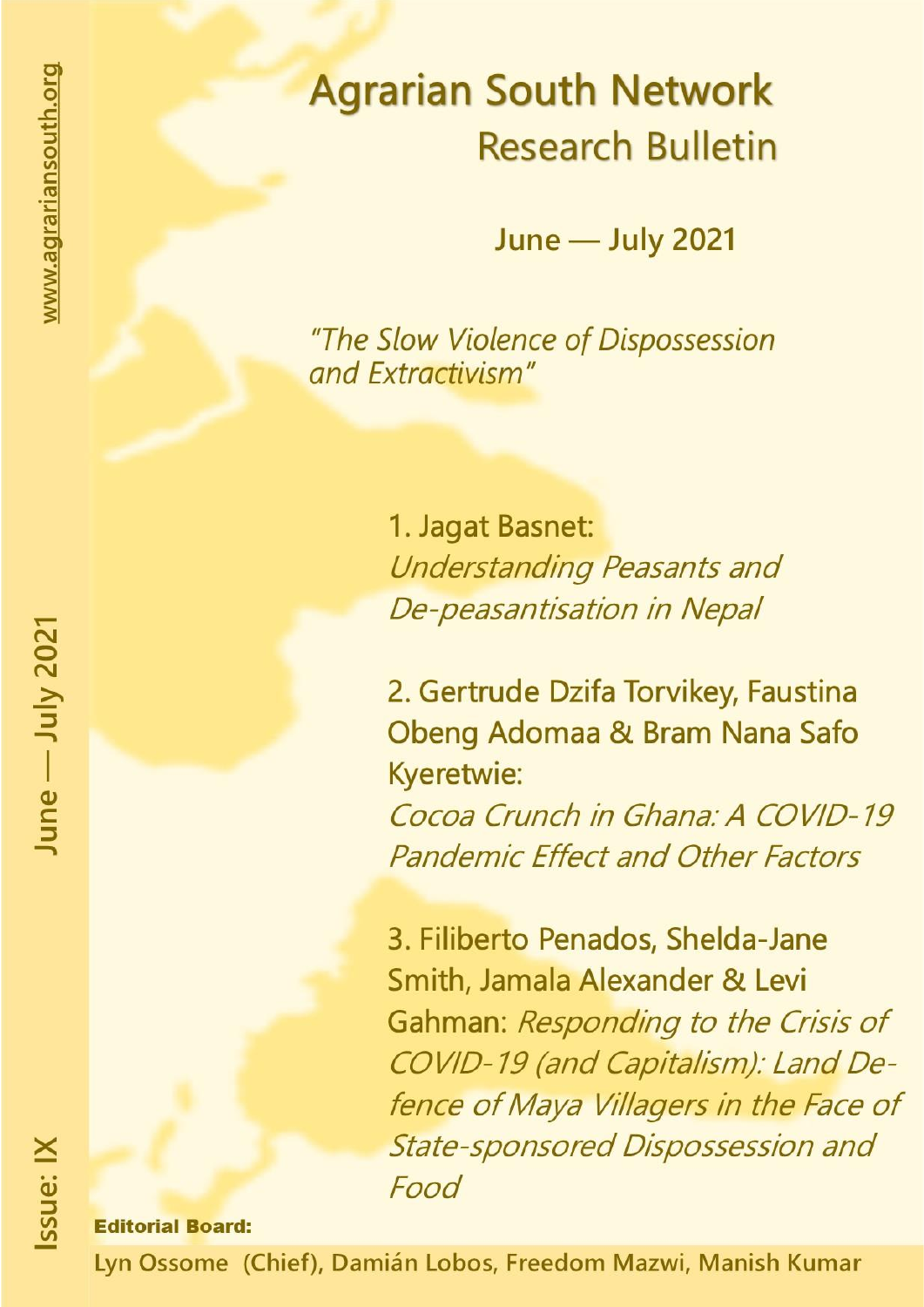# Agrarian South Network

## Research Bulletin

**June — July 2021**

*"The Slow Violence of Dispossession and Extractivism"*

1. Jagat Basnet: *Understanding Peasants and De-peasantisation in Nepal*

2. Gertrude Dzifa Torvikey, Faustina Obeng Adomaa & Bram Nana Safo Kyeretwie: *Cocoa Crunch in Ghana: A COVID-19 Pandemic Effect and Other Factors*

3. Filiberto Penados, Shelda-Jane Smith, Jamala Alexander & Levi Gahman: *Responding to the Crisis of COVID-19 (and Capitalism): Land Defence of Maya Villagers in the Face of State-sponsored Dispossession and Food*

**Editorial Board:**

Lyn Ossome (Chief), Damián Lobos, Freedom Mazwi, Manish Kumar

www.agrariansouth.org

June — July 2021

Issue: IX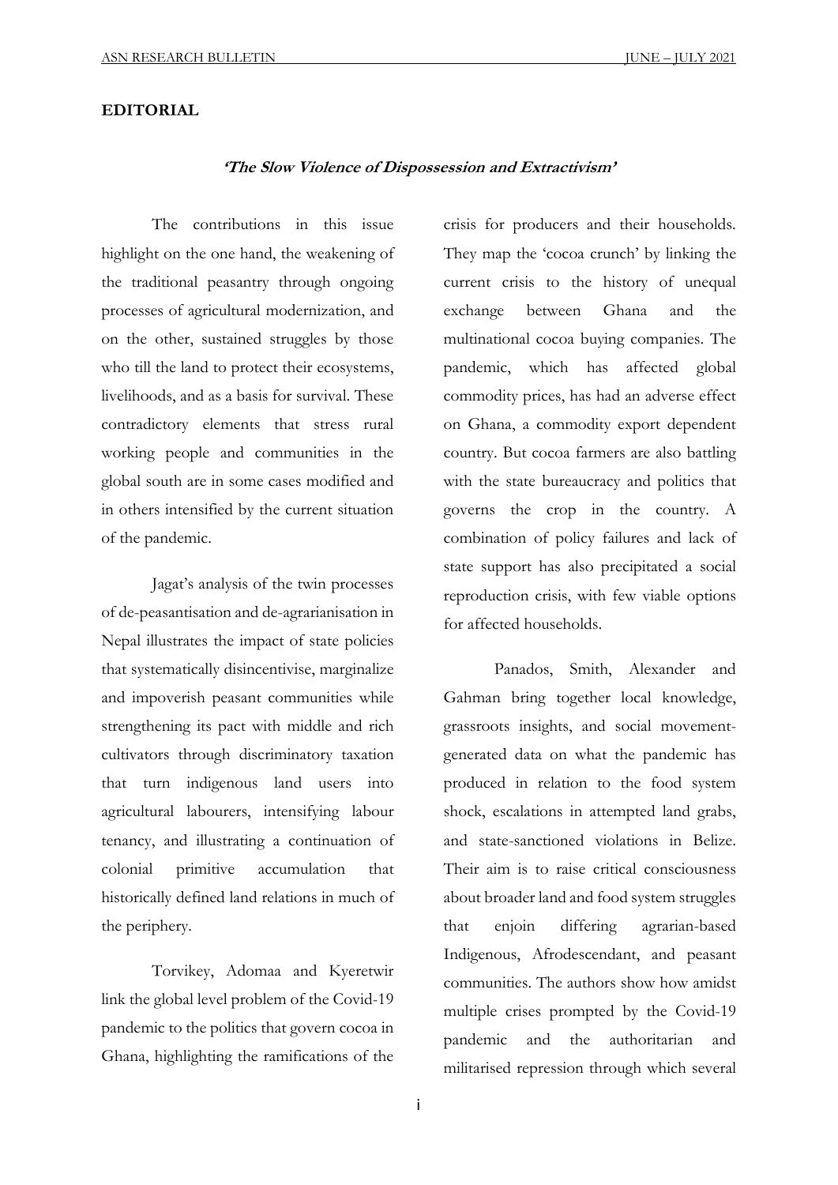**EDITORIAL**

***'The Slow Violence of Dispossession and Extractivism'***

The contributions in this issue highlight on the one hand, the weakening of the traditional peasantry through ongoing processes of agricultural modernization, and on the other, sustained struggles by those who till the land to protect their ecosystems, livelihoods, and as a basis for survival. These contradictory elements that stress rural working people and communities in the global south are in some cases modified and in others intensified by the current situation of the pandemic.

Jagat's analysis of the twin processes of de-peasantisation and de-agrarianisation in Nepal illustrates the impact of state policies that systematically disincentivise, marginalize and impoverish peasant communities while strengthening its pact with middle and rich cultivators through discriminatory taxation that turn indigenous land users into agricultural labourers, intensifying labour tenancy, and illustrating a continuation of colonial primitive accumulation that historically defined land relations in much of the periphery.

Torvikey, Adomaa and Kyeretwir link the global level problem of the Covid-19 pandemic to the politics that govern cocoa in Ghana, highlighting the ramifications of the crisis for producers and their households. They map the 'cocoa crunch' by linking the current crisis to the history of unequal exchange between Ghana and the multinational cocoa buying companies. The pandemic, which has affected global commodity prices, has had an adverse effect on Ghana, a commodity export dependent country. But cocoa farmers are also battling with the state bureaucracy and politics that governs the crop in the country. A combination of policy failures and lack of state support has also precipitated a social reproduction crisis, with few viable options for affected households.

Panados, Smith, Alexander and Gahman bring together local knowledge, grassroots insights, and social movement-generated data on what the pandemic has produced in relation to the food system shock, escalations in attempted land grabs, and state-sanctioned violations in Belize. Their aim is to raise critical consciousness about broader land and food system struggles that enjoin differing agrarian-based Indigenous, Afrodescendant, and peasant communities. The authors show how amidst multiple crises prompted by the Covid-19 pandemic and the authoritarian and militarised repression through which several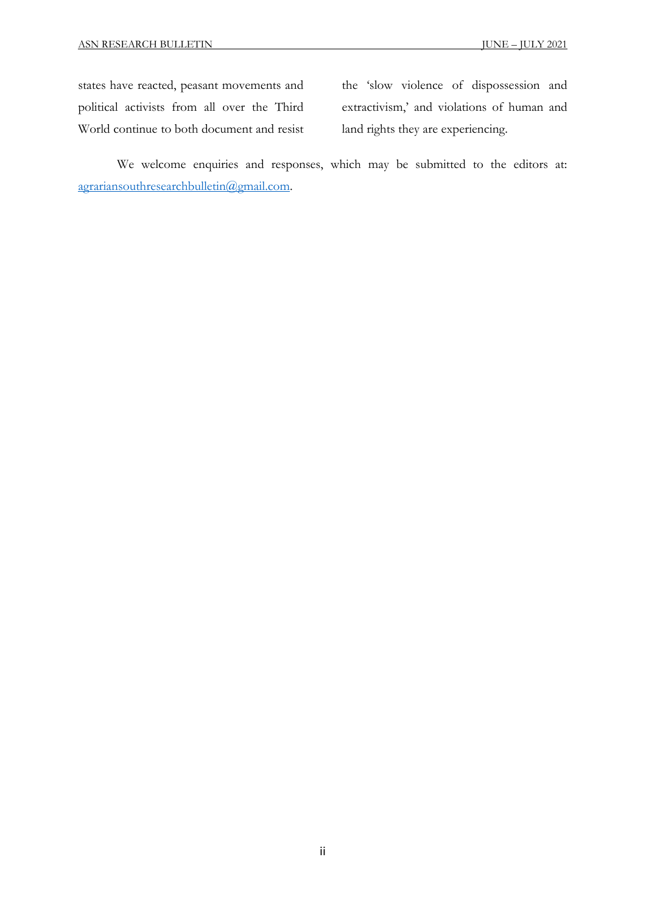states have reacted, peasant movements and political activists from all over the Third World continue to both document and resist the 'slow violence of dispossession and extractivism,' and violations of human and land rights they are experiencing.

We welcome enquiries and responses, which may be submitted to the editors at: agrariansouthresearchbulletin@gmail.com.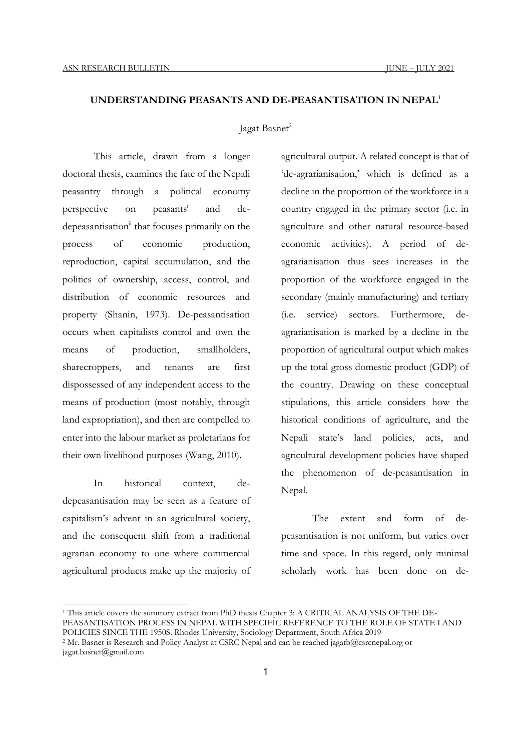## UNDERSTANDING PEASANTS AND DE-PEASANTISATION IN NEPAL[1]

Jagat Basnet[2]

This article, drawn from a longer doctoral thesis, examines the fate of the Nepali peasantry through a political economy perspective on peasants[i] and de-depeasantisation[ii] that focuses primarily on the process of economic production, reproduction, capital accumulation, and the politics of ownership, access, control, and distribution of economic resources and property (Shanin, 1973). De-peasantisation occurs when capitalists control and own the means of production, smallholders, sharecroppers, and tenants are first dispossessed of any independent access to the means of production (most notably, through land expropriation), and then are compelled to enter into the labour market as proletarians for their own livelihood purposes (Wang, 2010).

In historical context, de-depeasantisation may be seen as a feature of capitalism's advent in an agricultural society, and the consequent shift from a traditional agrarian economy to one where commercial agricultural products make up the majority of agricultural output. A related concept is that of 'de-agrarianisation,' which is defined as a decline in the proportion of the workforce in a country engaged in the primary sector (i.e. in agriculture and other natural resource-based economic activities). A period of de-agrarianisation thus sees increases in the proportion of the workforce engaged in the secondary (mainly manufacturing) and tertiary (i.e. service) sectors. Furthermore, de-agrarianisation is marked by a decline in the proportion of agricultural output which makes up the total gross domestic product (GDP) of the country. Drawing on these conceptual stipulations, this article considers how the historical conditions of agriculture, and the Nepali state's land policies, acts, and agricultural development policies have shaped the phenomenon of de-peasantisation in Nepal.

The extent and form of de-peasantisation is not uniform, but varies over time and space. In this regard, only minimal scholarly work has been done on de-

---

[1] This article covers the summary extract from PhD thesis Chapter 3: A CRITICAL ANALYSIS OF THE DE-PEASANTISATION PROCESS IN NEPAL WITH SPECIFIC REFERENCE TO THE ROLE OF STATE LAND POLICIES SINCE THE 1950S. Rhodes University, Sociology Department, South Africa 2019

[2] Mr. Basnet is Research and Policy Analyst at CSRC Nepal and can be reached jagatb@csrcnepal.org or jagat.basnet@gmail.com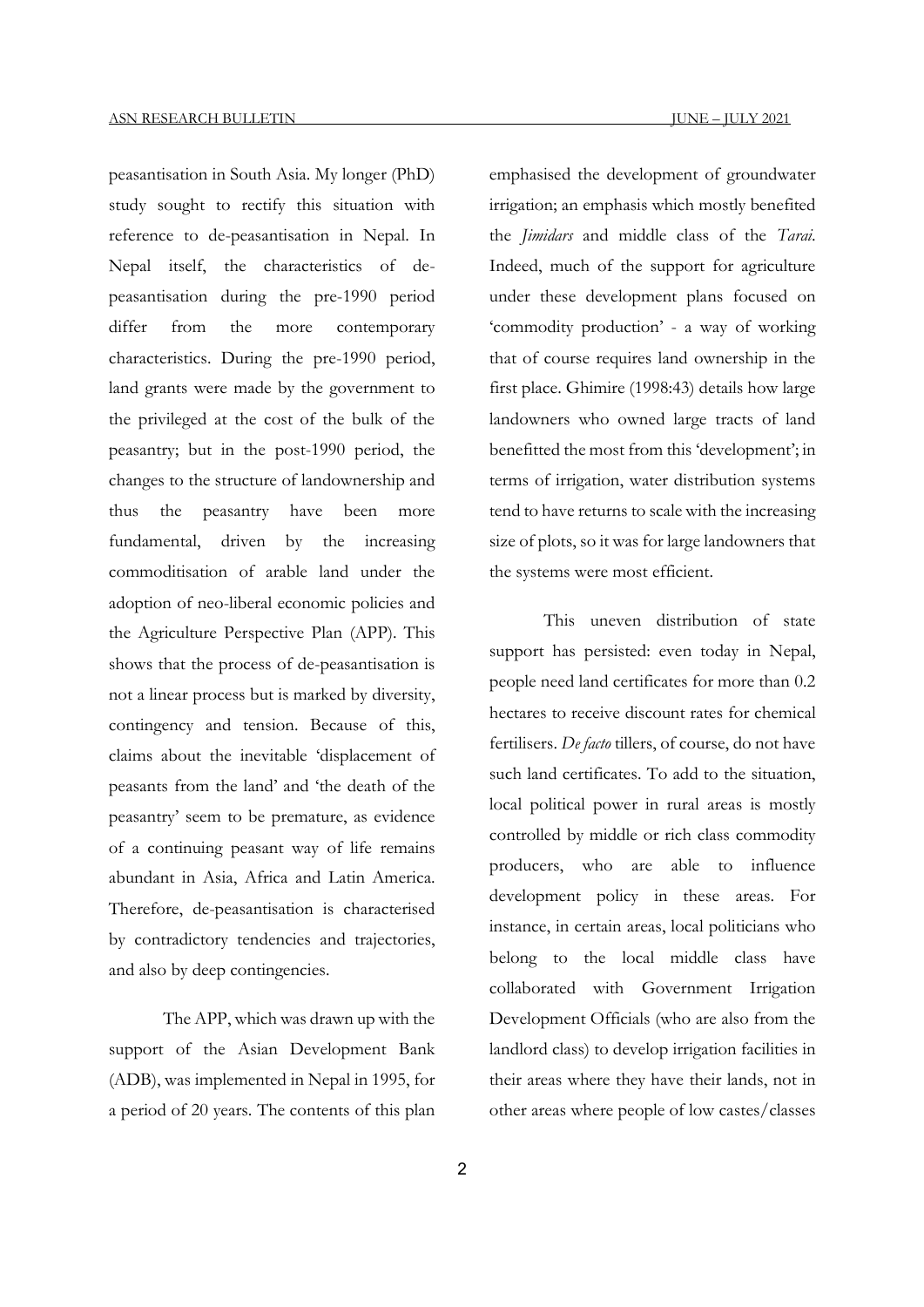peasantisation in South Asia. My longer (PhD) study sought to rectify this situation with reference to de-peasantisation in Nepal. In Nepal itself, the characteristics of de-peasantisation during the pre-1990 period differ from the more contemporary characteristics. During the pre-1990 period, land grants were made by the government to the privileged at the cost of the bulk of the peasantry; but in the post-1990 period, the changes to the structure of landownership and thus the peasantry have been more fundamental, driven by the increasing commoditisation of arable land under the adoption of neo-liberal economic policies and the Agriculture Perspective Plan (APP). This shows that the process of de-peasantisation is not a linear process but is marked by diversity, contingency and tension. Because of this, claims about the inevitable 'displacement of peasants from the land' and 'the death of the peasantry' seem to be premature, as evidence of a continuing peasant way of life remains abundant in Asia, Africa and Latin America. Therefore, de-peasantisation is characterised by contradictory tendencies and trajectories, and also by deep contingencies.

The APP, which was drawn up with the support of the Asian Development Bank (ADB), was implemented in Nepal in 1995, for a period of 20 years. The contents of this plan emphasised the development of groundwater irrigation; an emphasis which mostly benefited the *Jimidars* and middle class of the *Tarai*. Indeed, much of the support for agriculture under these development plans focused on 'commodity production' - a way of working that of course requires land ownership in the first place. Ghimire (1998:43) details how large landowners who owned large tracts of land benefitted the most from this 'development'; in terms of irrigation, water distribution systems tend to have returns to scale with the increasing size of plots, so it was for large landowners that the systems were most efficient.

This uneven distribution of state support has persisted: even today in Nepal, people need land certificates for more than 0.2 hectares to receive discount rates for chemical fertilisers. *De facto* tillers, of course, do not have such land certificates. To add to the situation, local political power in rural areas is mostly controlled by middle or rich class commodity producers, who are able to influence development policy in these areas. For instance, in certain areas, local politicians who belong to the local middle class have collaborated with Government Irrigation Development Officials (who are also from the landlord class) to develop irrigation facilities in their areas where they have their lands, not in other areas where people of low castes/classes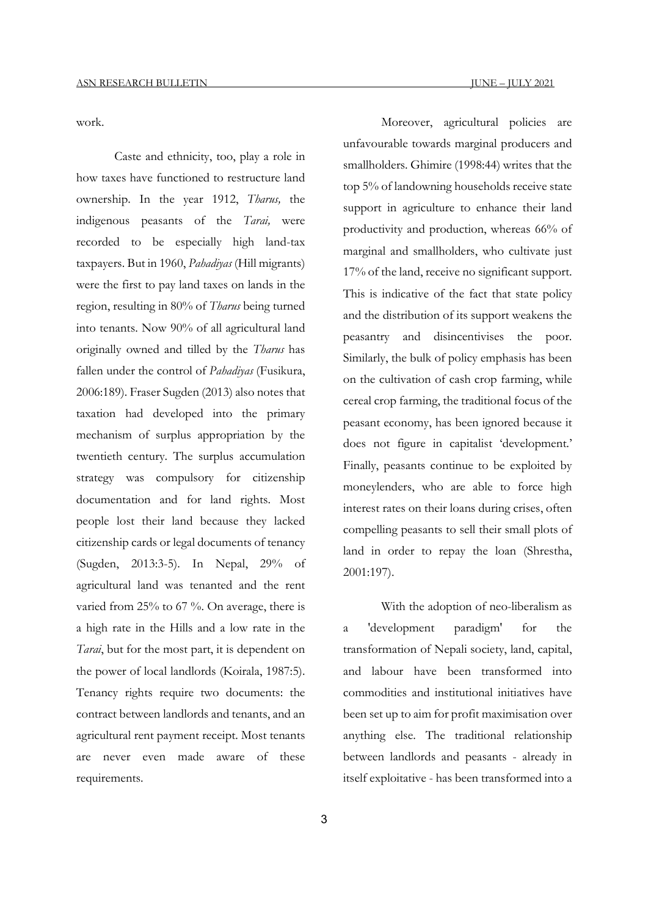work.

Caste and ethnicity, too, play a role in how taxes have functioned to restructure land ownership. In the year 1912, *Tharus,* the indigenous peasants of the *Tarai,* were recorded to be especially high land-tax taxpayers. But in 1960, *Pahadiyas* (Hill migrants) were the first to pay land taxes on lands in the region, resulting in 80% of *Tharus* being turned into tenants. Now 90% of all agricultural land originally owned and tilled by the *Tharus* has fallen under the control of *Pahadiyas* (Fusikura, 2006:189). Fraser Sugden (2013) also notes that taxation had developed into the primary mechanism of surplus appropriation by the twentieth century. The surplus accumulation strategy was compulsory for citizenship documentation and for land rights. Most people lost their land because they lacked citizenship cards or legal documents of tenancy (Sugden, 2013:3-5). In Nepal, 29% of agricultural land was tenanted and the rent varied from 25% to 67 %. On average, there is a high rate in the Hills and a low rate in the *Tarai*, but for the most part, it is dependent on the power of local landlords (Koirala, 1987:5). Tenancy rights require two documents: the contract between landlords and tenants, and an agricultural rent payment receipt. Most tenants are never even made aware of these requirements.

Moreover, agricultural policies are unfavourable towards marginal producers and smallholders. Ghimire (1998:44) writes that the top 5% of landowning households receive state support in agriculture to enhance their land productivity and production, whereas 66% of marginal and smallholders, who cultivate just 17% of the land, receive no significant support. This is indicative of the fact that state policy and the distribution of its support weakens the peasantry and disincentivises the poor. Similarly, the bulk of policy emphasis has been on the cultivation of cash crop farming, while cereal crop farming, the traditional focus of the peasant economy, has been ignored because it does not figure in capitalist 'development.' Finally, peasants continue to be exploited by moneylenders, who are able to force high interest rates on their loans during crises, often compelling peasants to sell their small plots of land in order to repay the loan (Shrestha, 2001:197).

With the adoption of neo-liberalism as a 'development paradigm' for the transformation of Nepali society, land, capital, and labour have been transformed into commodities and institutional initiatives have been set up to aim for profit maximisation over anything else. The traditional relationship between landlords and peasants - already in itself exploitative - has been transformed into a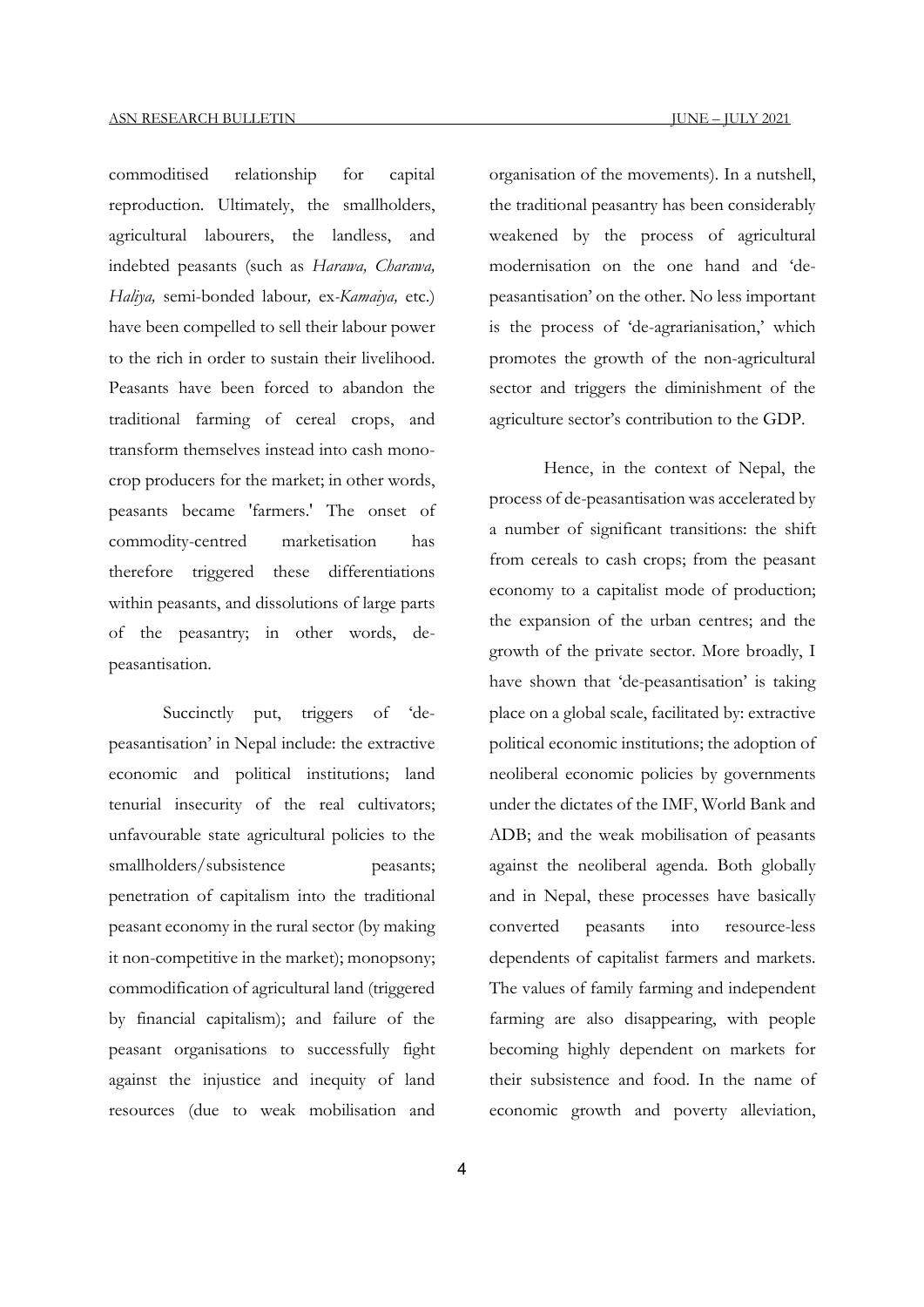commoditised relationship for capital reproduction. Ultimately, the smallholders, agricultural labourers, the landless, and indebted peasants (such as *Harawa, Charawa, Haliya,* semi-bonded labour, ex-*Kamaiya,* etc.) have been compelled to sell their labour power to the rich in order to sustain their livelihood. Peasants have been forced to abandon the traditional farming of cereal crops, and transform themselves instead into cash mono-crop producers for the market; in other words, peasants became 'farmers.' The onset of commodity-centred marketisation has therefore triggered these differentiations within peasants, and dissolutions of large parts of the peasantry; in other words, de-peasantisation.

Succinctly put, triggers of 'de-peasantisation' in Nepal include: the extractive economic and political institutions; land tenurial insecurity of the real cultivators; unfavourable state agricultural policies to the smallholders/subsistence peasants; penetration of capitalism into the traditional peasant economy in the rural sector (by making it non-competitive in the market); monopsony; commodification of agricultural land (triggered by financial capitalism); and failure of the peasant organisations to successfully fight against the injustice and inequity of land resources (due to weak mobilisation and organisation of the movements). In a nutshell, the traditional peasantry has been considerably weakened by the process of agricultural modernisation on the one hand and 'de-peasantisation' on the other. No less important is the process of 'de-agrarianisation,' which promotes the growth of the non-agricultural sector and triggers the diminishment of the agriculture sector's contribution to the GDP.

Hence, in the context of Nepal, the process of de-peasantisation was accelerated by a number of significant transitions: the shift from cereals to cash crops; from the peasant economy to a capitalist mode of production; the expansion of the urban centres; and the growth of the private sector. More broadly, I have shown that 'de-peasantisation' is taking place on a global scale, facilitated by: extractive political economic institutions; the adoption of neoliberal economic policies by governments under the dictates of the IMF, World Bank and ADB; and the weak mobilisation of peasants against the neoliberal agenda. Both globally and in Nepal, these processes have basically converted peasants into resource-less dependents of capitalist farmers and markets. The values of family farming and independent farming are also disappearing, with people becoming highly dependent on markets for their subsistence and food. In the name of economic growth and poverty alleviation,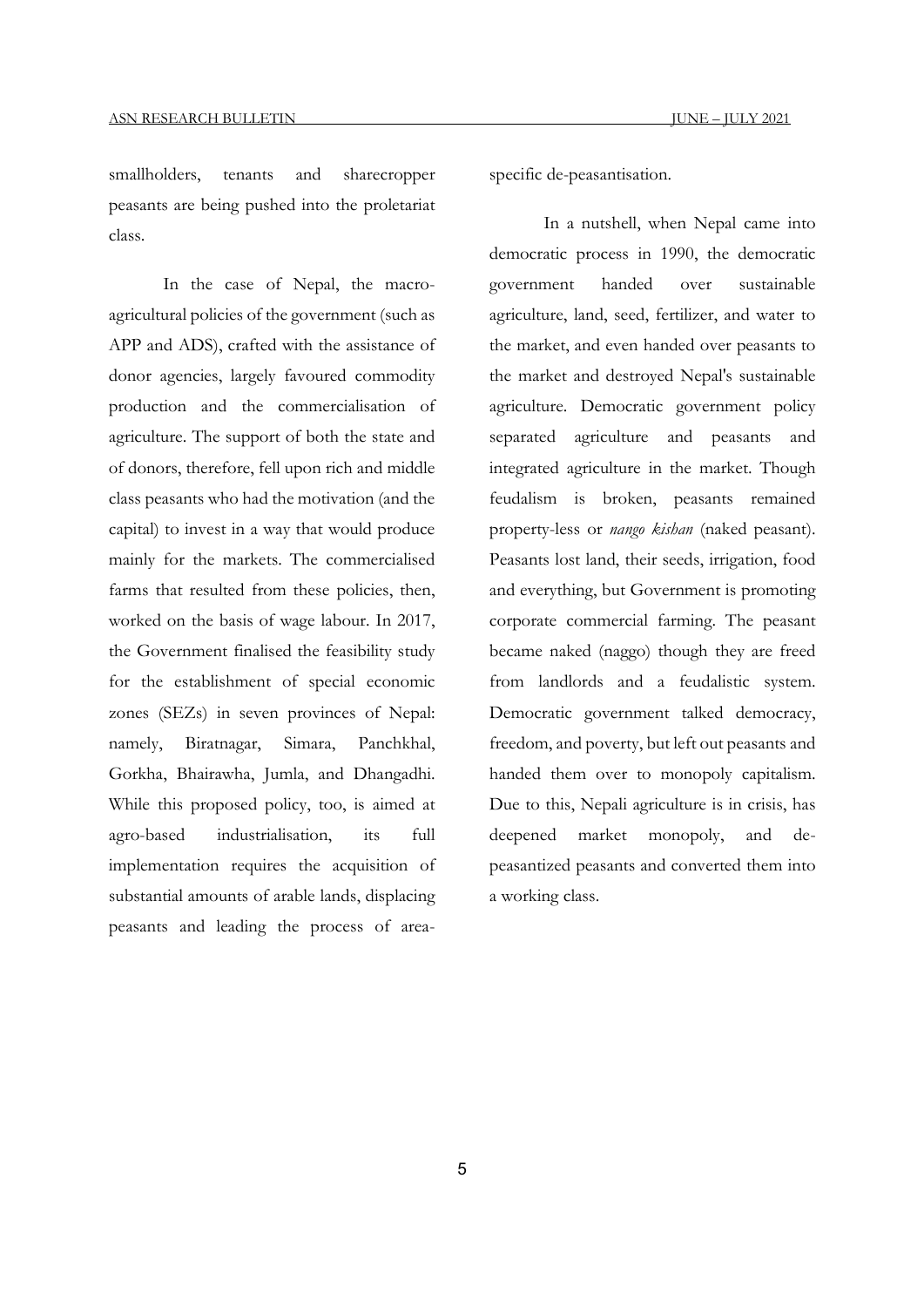smallholders, tenants and sharecropper peasants are being pushed into the proletariat class.

In the case of Nepal, the macro-agricultural policies of the government (such as APP and ADS), crafted with the assistance of donor agencies, largely favoured commodity production and the commercialisation of agriculture. The support of both the state and of donors, therefore, fell upon rich and middle class peasants who had the motivation (and the capital) to invest in a way that would produce mainly for the markets. The commercialised farms that resulted from these policies, then, worked on the basis of wage labour. In 2017, the Government finalised the feasibility study for the establishment of special economic zones (SEZs) in seven provinces of Nepal: namely, Biratnagar, Simara, Panchkhal, Gorkha, Bhairawha, Jumla, and Dhangadhi. While this proposed policy, too, is aimed at agro-based industrialisation, its full implementation requires the acquisition of substantial amounts of arable lands, displacing peasants and leading the process of area-specific de-peasantisation.

In a nutshell, when Nepal came into democratic process in 1990, the democratic government handed over sustainable agriculture, land, seed, fertilizer, and water to the market, and even handed over peasants to the market and destroyed Nepal's sustainable agriculture. Democratic government policy separated agriculture and peasants and integrated agriculture in the market. Though feudalism is broken, peasants remained property-less or *nango kishan* (naked peasant). Peasants lost land, their seeds, irrigation, food and everything, but Government is promoting corporate commercial farming. The peasant became naked (naggo) though they are freed from landlords and a feudalistic system. Democratic government talked democracy, freedom, and poverty, but left out peasants and handed them over to monopoly capitalism. Due to this, Nepali agriculture is in crisis, has deepened market monopoly, and de-peasantized peasants and converted them into a working class.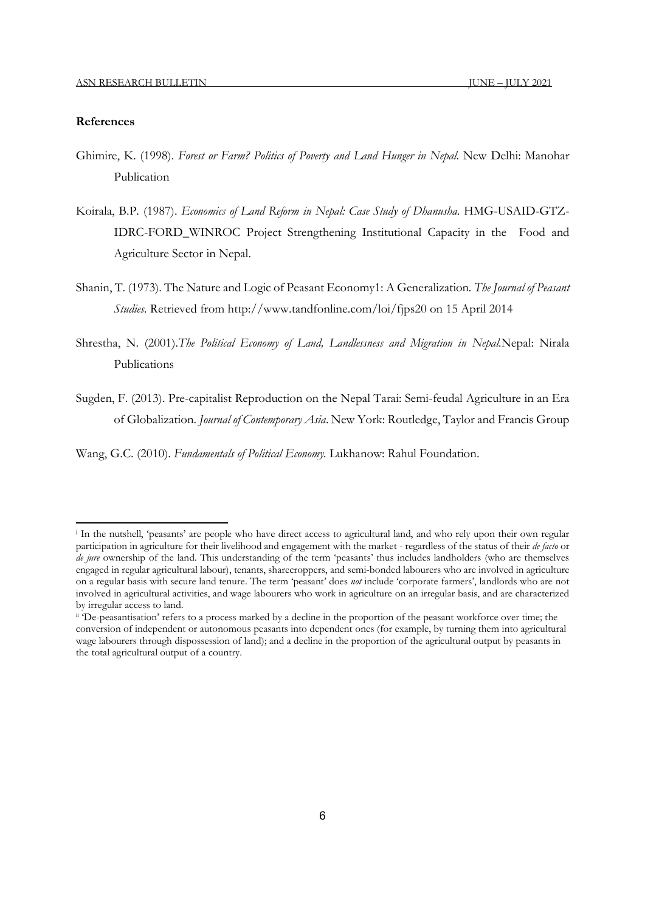**References**

Ghimire, K. (1998). *Forest or Farm? Politics of Poverty and Land Hunger in Nepal*. New Delhi: Manohar Publication

Koirala, B.P. (1987). *Economics of Land Reform in Nepal: Case Study of Dhanusha*. HMG-USAID-GTZ-IDRC-FORD_WINROC Project Strengthening Institutional Capacity in the Food and Agriculture Sector in Nepal.

Shanin, T. (1973). The Nature and Logic of Peasant Economy1: A Generalization. *The Journal of Peasant Studies*. Retrieved from http://www.tandfonline.com/loi/fjps20 on 15 April 2014

Shrestha, N. (2001).*The Political Economy of Land, Landlessness and Migration in Nepal*.Nepal: Nirala Publications

Sugden, F. (2013). Pre-capitalist Reproduction on the Nepal Tarai: Semi-feudal Agriculture in an Era of Globalization. *Journal of Contemporary Asia*. New York: Routledge, Taylor and Francis Group

Wang, G.C. (2010). *Fundamentals of Political Economy*. Lukhanow: Rahul Foundation.

---

[i] In the nutshell, 'peasants' are people who have direct access to agricultural land, and who rely upon their own regular participation in agriculture for their livelihood and engagement with the market - regardless of the status of their *de facto* or *de jure* ownership of the land. This understanding of the term 'peasants' thus includes landholders (who are themselves engaged in regular agricultural labour), tenants, sharecroppers, and semi-bonded labourers who are involved in agriculture on a regular basis with secure land tenure. The term 'peasant' does *not* include 'corporate farmers', landlords who are not involved in agricultural activities, and wage labourers who work in agriculture on an irregular basis, and are characterized by irregular access to land.

[ii] 'De-peasantisation' refers to a process marked by a decline in the proportion of the peasant workforce over time; the conversion of independent or autonomous peasants into dependent ones (for example, by turning them into agricultural wage labourers through dispossession of land); and a decline in the proportion of the agricultural output by peasants in the total agricultural output of a country.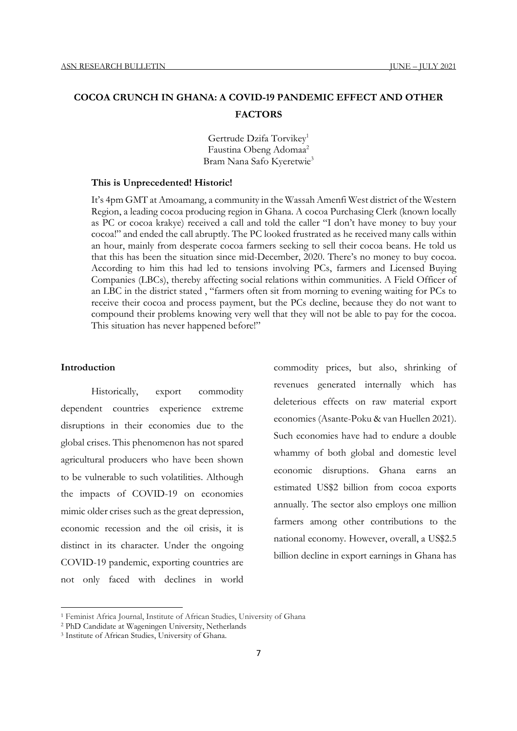# COCOA CRUNCH IN GHANA: A COVID-19 PANDEMIC EFFECT AND OTHER FACTORS

Gertrude Dzifa Torvikey[1]
Faustina Obeng Adomaa[2]
Bram Nana Safo Kyeretwie[3]

**This is Unprecedented! Historic!**

It's 4pm GMT at Amoamang, a community in the Wassah Amenfi West district of the Western Region, a leading cocoa producing region in Ghana. A cocoa Purchasing Clerk (known locally as PC or cocoa krakye) received a call and told the caller "I don't have money to buy your cocoa!" and ended the call abruptly. The PC looked frustrated as he received many calls within an hour, mainly from desperate cocoa farmers seeking to sell their cocoa beans. He told us that this has been the situation since mid-December, 2020. There's no money to buy cocoa. According to him this had led to tensions involving PCs, farmers and Licensed Buying Companies (LBCs), thereby affecting social relations within communities. A Field Officer of an LBC in the district stated , "farmers often sit from morning to evening waiting for PCs to receive their cocoa and process payment, but the PCs decline, because they do not want to compound their problems knowing very well that they will not be able to pay for the cocoa. This situation has never happened before!"

## Introduction

Historically, export commodity dependent countries experience extreme disruptions in their economies due to the global crises. This phenomenon has not spared agricultural producers who have been shown to be vulnerable to such volatilities. Although the impacts of COVID-19 on economies mimic older crises such as the great depression, economic recession and the oil crisis, it is distinct in its character. Under the ongoing COVID-19 pandemic, exporting countries are not only faced with declines in world commodity prices, but also, shrinking of revenues generated internally which has deleterious effects on raw material export economies (Asante-Poku & van Huellen 2021). Such economies have had to endure a double whammy of both global and domestic level economic disruptions. Ghana earns an estimated US$2 billion from cocoa exports annually. The sector also employs one million farmers among other contributions to the national economy. However, overall, a US$2.5 billion decline in export earnings in Ghana has

[1] Feminist Africa Journal, Institute of African Studies, University of Ghana

[2] PhD Candidate at Wageningen University, Netherlands

[3] Institute of African Studies, University of Ghana.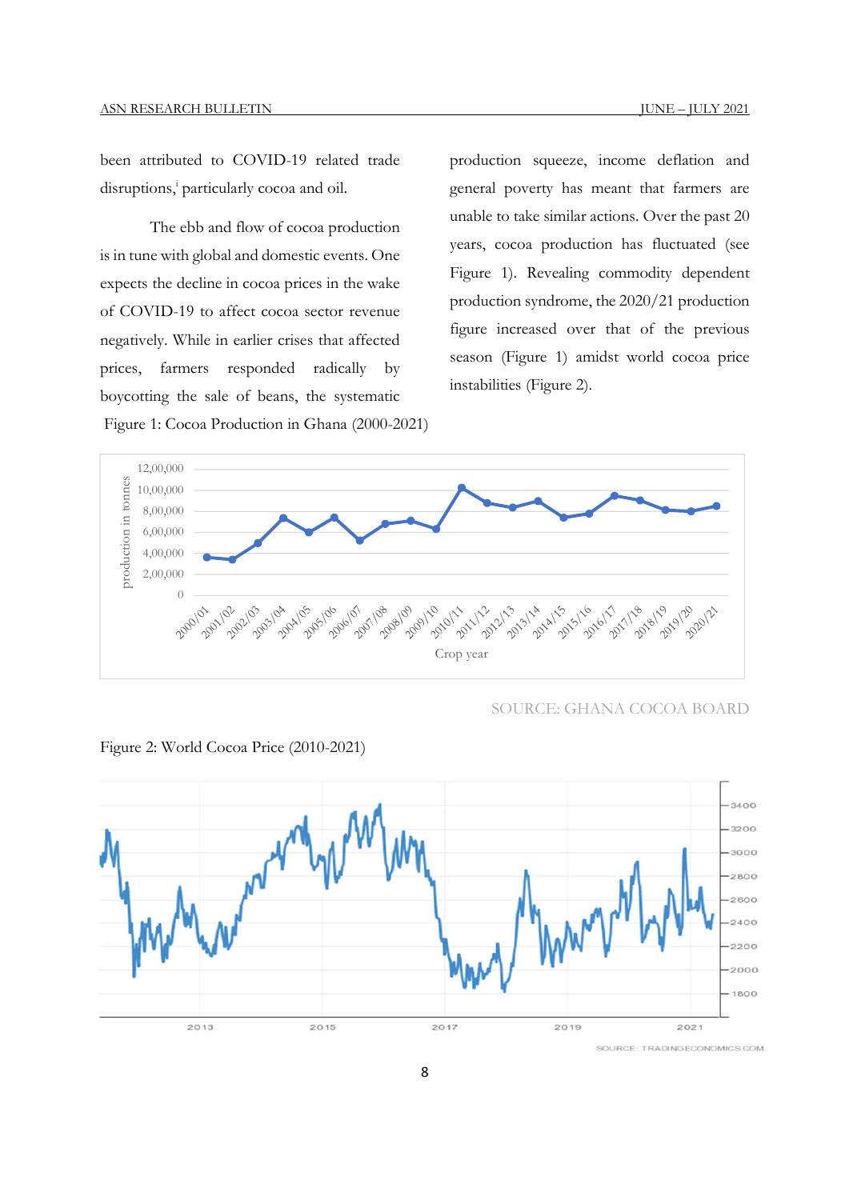been attributed to COVID-19 related trade disruptions,[i] particularly cocoa and oil.

The ebb and flow of cocoa production is in tune with global and domestic events. One expects the decline in cocoa prices in the wake of COVID-19 to affect cocoa sector revenue negatively. While in earlier crises that affected prices, farmers responded radically by boycotting the sale of beans, the systematic production squeeze, income deflation and general poverty has meant that farmers are unable to take similar actions. Over the past 20 years, cocoa production has fluctuated (see Figure 1). Revealing commodity dependent production syndrome, the 2020/21 production figure increased over that of the previous season (Figure 1) amidst world cocoa price instabilities (Figure 2).

Figure 1: Cocoa Production in Ghana (2000-2021)

SOURCE: GHANA COCOA BOARD

Figure 2: World Cocoa Price (2010-2021)

SOURCE: TRADINGECONOMICS.COM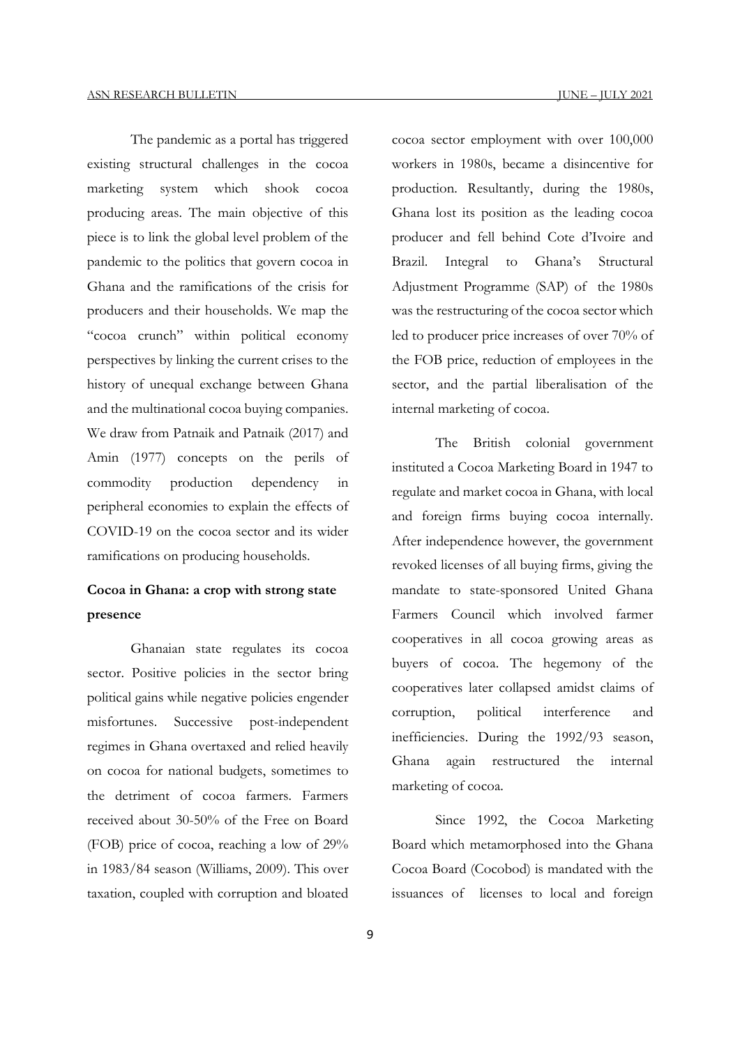The pandemic as a portal has triggered existing structural challenges in the cocoa marketing system which shook cocoa producing areas. The main objective of this piece is to link the global level problem of the pandemic to the politics that govern cocoa in Ghana and the ramifications of the crisis for producers and their households. We map the "cocoa crunch" within political economy perspectives by linking the current crises to the history of unequal exchange between Ghana and the multinational cocoa buying companies. We draw from Patnaik and Patnaik (2017) and Amin (1977) concepts on the perils of commodity production dependency in peripheral economies to explain the effects of COVID-19 on the cocoa sector and its wider ramifications on producing households.

## Cocoa in Ghana: a crop with strong state presence

Ghanaian state regulates its cocoa sector. Positive policies in the sector bring political gains while negative policies engender misfortunes. Successive post-independent regimes in Ghana overtaxed and relied heavily on cocoa for national budgets, sometimes to the detriment of cocoa farmers. Farmers received about 30-50% of the Free on Board (FOB) price of cocoa, reaching a low of 29% in 1983/84 season (Williams, 2009). This over taxation, coupled with corruption and bloated cocoa sector employment with over 100,000 workers in 1980s, became a disincentive for production. Resultantly, during the 1980s, Ghana lost its position as the leading cocoa producer and fell behind Cote d'Ivoire and Brazil. Integral to Ghana's Structural Adjustment Programme (SAP) of the 1980s was the restructuring of the cocoa sector which led to producer price increases of over 70% of the FOB price, reduction of employees in the sector, and the partial liberalisation of the internal marketing of cocoa.

The British colonial government instituted a Cocoa Marketing Board in 1947 to regulate and market cocoa in Ghana, with local and foreign firms buying cocoa internally. After independence however, the government revoked licenses of all buying firms, giving the mandate to state-sponsored United Ghana Farmers Council which involved farmer cooperatives in all cocoa growing areas as buyers of cocoa. The hegemony of the cooperatives later collapsed amidst claims of corruption, political interference and inefficiencies. During the 1992/93 season, Ghana again restructured the internal marketing of cocoa.

Since 1992, the Cocoa Marketing Board which metamorphosed into the Ghana Cocoa Board (Cocobod) is mandated with the issuances of licenses to local and foreign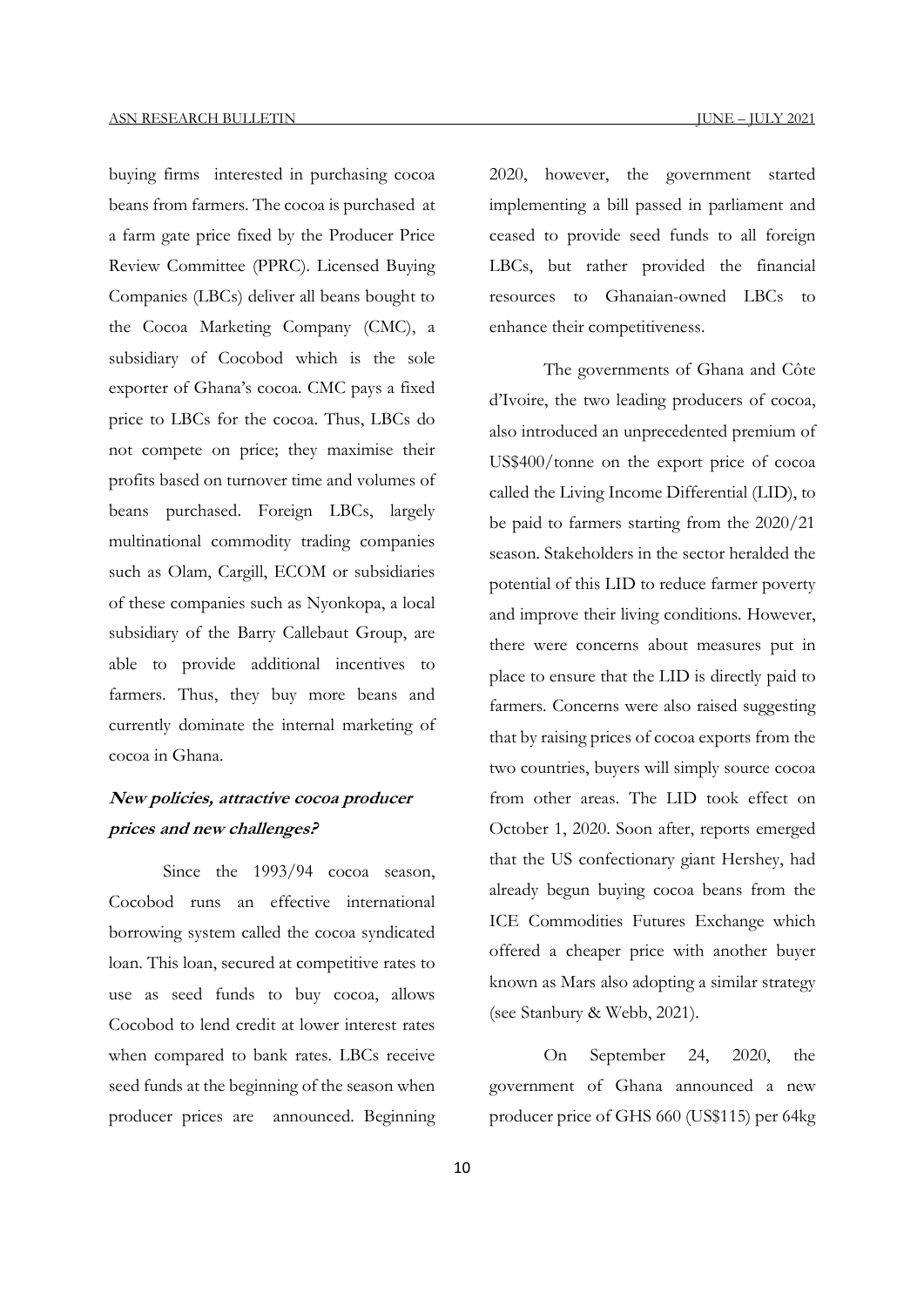buying firms interested in purchasing cocoa beans from farmers. The cocoa is purchased at a farm gate price fixed by the Producer Price Review Committee (PPRC). Licensed Buying Companies (LBCs) deliver all beans bought to the Cocoa Marketing Company (CMC), a subsidiary of Cocobod which is the sole exporter of Ghana's cocoa. CMC pays a fixed price to LBCs for the cocoa. Thus, LBCs do not compete on price; they maximise their profits based on turnover time and volumes of beans purchased. Foreign LBCs, largely multinational commodity trading companies such as Olam, Cargill, ECOM or subsidiaries of these companies such as Nyonkopa, a local subsidiary of the Barry Callebaut Group, are able to provide additional incentives to farmers. Thus, they buy more beans and currently dominate the internal marketing of cocoa in Ghana.

### *New policies, attractive cocoa producer prices and new challenges?*

Since the 1993/94 cocoa season, Cocobod runs an effective international borrowing system called the cocoa syndicated loan. This loan, secured at competitive rates to use as seed funds to buy cocoa, allows Cocobod to lend credit at lower interest rates when compared to bank rates. LBCs receive seed funds at the beginning of the season when producer prices are announced. Beginning 2020, however, the government started implementing a bill passed in parliament and ceased to provide seed funds to all foreign LBCs, but rather provided the financial resources to Ghanaian-owned LBCs to enhance their competitiveness.

The governments of Ghana and Côte d'Ivoire, the two leading producers of cocoa, also introduced an unprecedented premium of US$400/tonne on the export price of cocoa called the Living Income Differential (LID), to be paid to farmers starting from the 2020/21 season. Stakeholders in the sector heralded the potential of this LID to reduce farmer poverty and improve their living conditions. However, there were concerns about measures put in place to ensure that the LID is directly paid to farmers. Concerns were also raised suggesting that by raising prices of cocoa exports from the two countries, buyers will simply source cocoa from other areas. The LID took effect on October 1, 2020. Soon after, reports emerged that the US confectionary giant Hershey, had already begun buying cocoa beans from the ICE Commodities Futures Exchange which offered a cheaper price with another buyer known as Mars also adopting a similar strategy (see Stanbury & Webb, 2021).

On September 24, 2020, the government of Ghana announced a new producer price of GHS 660 (US$115) per 64kg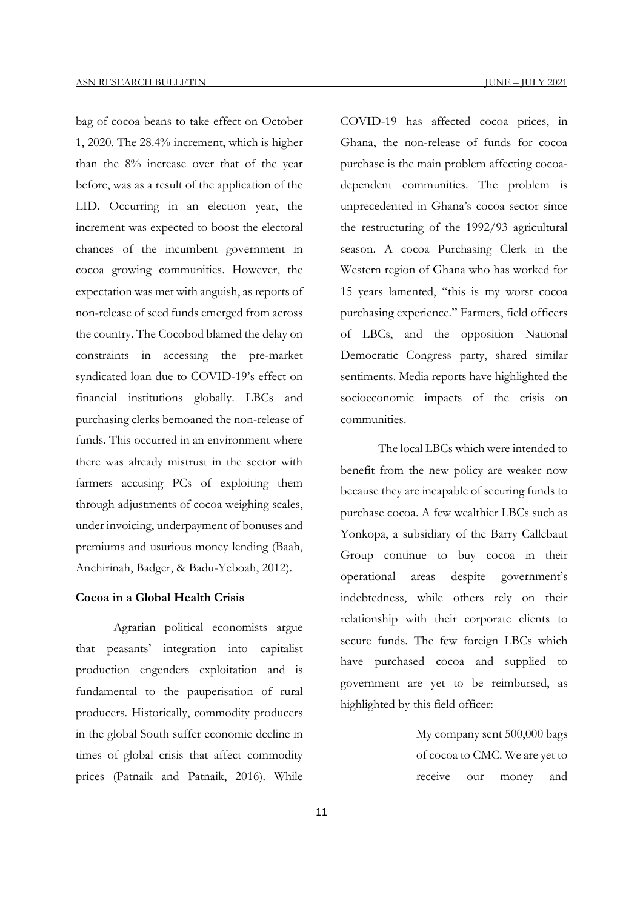bag of cocoa beans to take effect on October 1, 2020. The 28.4% increment, which is higher than the 8% increase over that of the year before, was as a result of the application of the LID. Occurring in an election year, the increment was expected to boost the electoral chances of the incumbent government in cocoa growing communities. However, the expectation was met with anguish, as reports of non-release of seed funds emerged from across the country. The Cocobod blamed the delay on constraints in accessing the pre-market syndicated loan due to COVID-19's effect on financial institutions globally. LBCs and purchasing clerks bemoaned the non-release of funds. This occurred in an environment where there was already mistrust in the sector with farmers accusing PCs of exploiting them through adjustments of cocoa weighing scales, under invoicing, underpayment of bonuses and premiums and usurious money lending (Baah, Anchirinah, Badger, & Badu-Yeboah, 2012).

**Cocoa in a Global Health Crisis**

Agrarian political economists argue that peasants' integration into capitalist production engenders exploitation and is fundamental to the pauperisation of rural producers. Historically, commodity producers in the global South suffer economic decline in times of global crisis that affect commodity prices (Patnaik and Patnaik, 2016). While COVID-19 has affected cocoa prices, in Ghana, the non-release of funds for cocoa purchase is the main problem affecting cocoa-dependent communities. The problem is unprecedented in Ghana's cocoa sector since the restructuring of the 1992/93 agricultural season. A cocoa Purchasing Clerk in the Western region of Ghana who has worked for 15 years lamented, "this is my worst cocoa purchasing experience." Farmers, field officers of LBCs, and the opposition National Democratic Congress party, shared similar sentiments. Media reports have highlighted the socioeconomic impacts of the crisis on communities.

The local LBCs which were intended to benefit from the new policy are weaker now because they are incapable of securing funds to purchase cocoa. A few wealthier LBCs such as Yonkopa, a subsidiary of the Barry Callebaut Group continue to buy cocoa in their operational areas despite government's indebtedness, while others rely on their relationship with their corporate clients to secure funds. The few foreign LBCs which have purchased cocoa and supplied to government are yet to be reimbursed, as highlighted by this field officer:

> My company sent 500,000 bags of cocoa to CMC. We are yet to receive our money and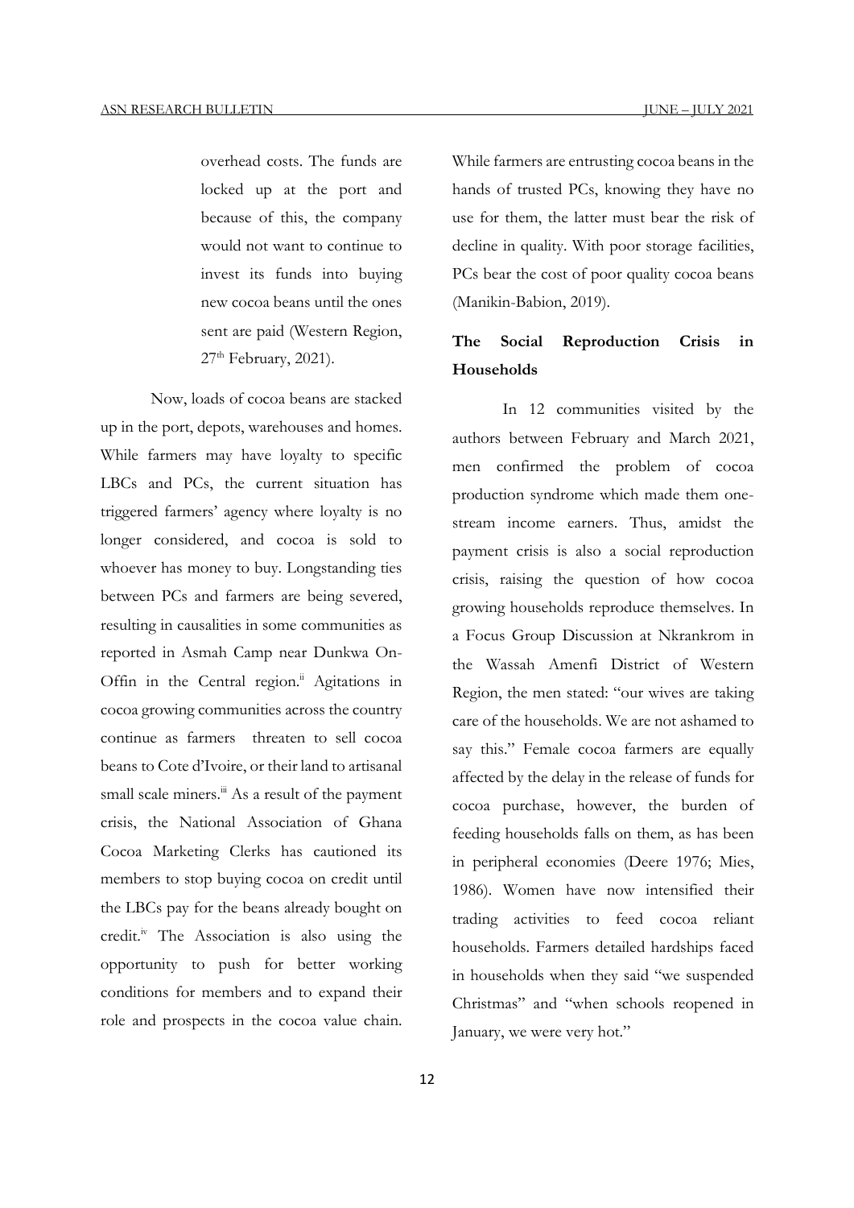overhead costs. The funds are locked up at the port and because of this, the company would not want to continue to invest its funds into buying new cocoa beans until the ones sent are paid (Western Region, 27th February, 2021).

Now, loads of cocoa beans are stacked up in the port, depots, warehouses and homes. While farmers may have loyalty to specific LBCs and PCs, the current situation has triggered farmers' agency where loyalty is no longer considered, and cocoa is sold to whoever has money to buy. Longstanding ties between PCs and farmers are being severed, resulting in causalities in some communities as reported in Asmah Camp near Dunkwa On-Offin in the Central region.[ii] Agitations in cocoa growing communities across the country continue as farmers threaten to sell cocoa beans to Cote d'Ivoire, or their land to artisanal small scale miners.[iii] As a result of the payment crisis, the National Association of Ghana Cocoa Marketing Clerks has cautioned its members to stop buying cocoa on credit until the LBCs pay for the beans already bought on credit.[iv] The Association is also using the opportunity to push for better working conditions for members and to expand their role and prospects in the cocoa value chain. While farmers are entrusting cocoa beans in the hands of trusted PCs, knowing they have no use for them, the latter must bear the risk of decline in quality. With poor storage facilities, PCs bear the cost of poor quality cocoa beans (Manikin-Babion, 2019).

## The Social Reproduction Crisis in Households

In 12 communities visited by the authors between February and March 2021, men confirmed the problem of cocoa production syndrome which made them one-stream income earners. Thus, amidst the payment crisis is also a social reproduction crisis, raising the question of how cocoa growing households reproduce themselves. In a Focus Group Discussion at Nkrankrom in the Wassah Amenfi District of Western Region, the men stated: "our wives are taking care of the households. We are not ashamed to say this." Female cocoa farmers are equally affected by the delay in the release of funds for cocoa purchase, however, the burden of feeding households falls on them, as has been in peripheral economies (Deere 1976; Mies, 1986). Women have now intensified their trading activities to feed cocoa reliant households. Farmers detailed hardships faced in households when they said "we suspended Christmas" and "when schools reopened in January, we were very hot."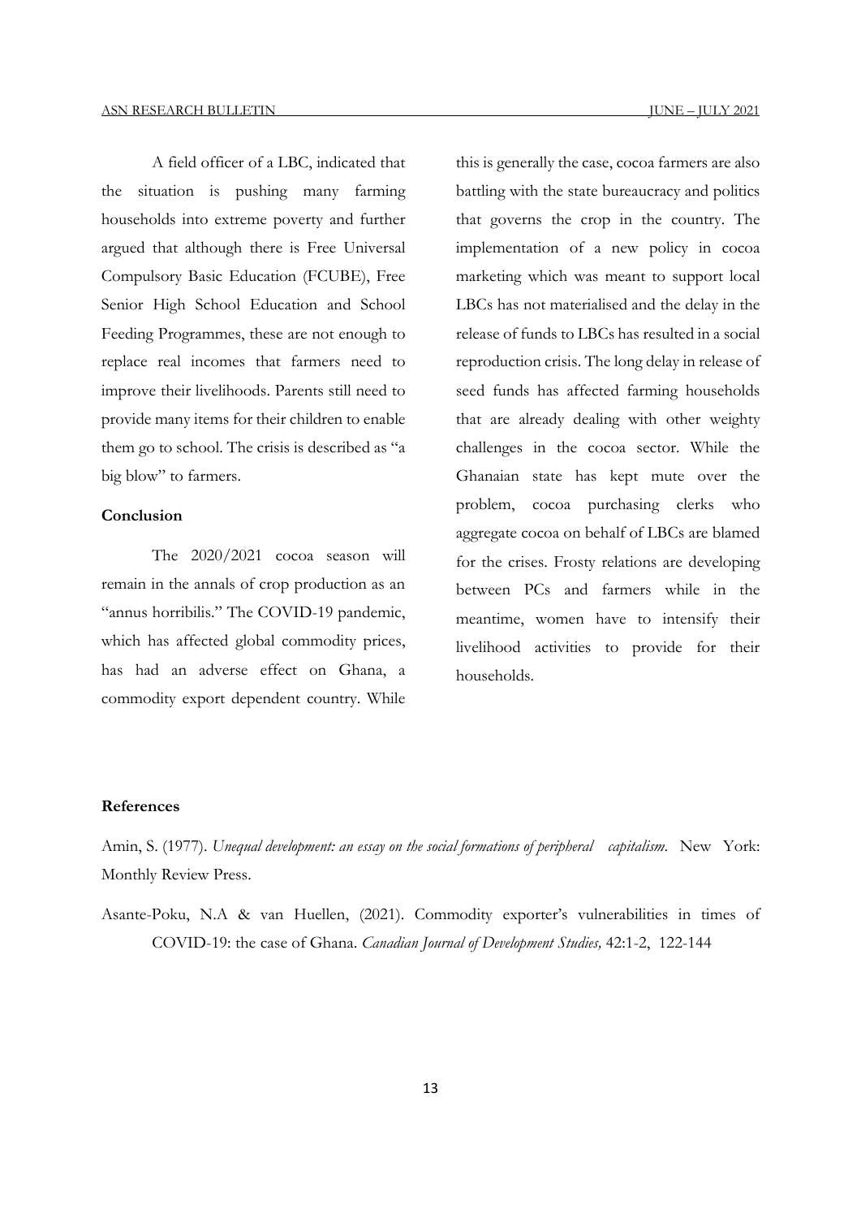A field officer of a LBC, indicated that the situation is pushing many farming households into extreme poverty and further argued that although there is Free Universal Compulsory Basic Education (FCUBE), Free Senior High School Education and School Feeding Programmes, these are not enough to replace real incomes that farmers need to improve their livelihoods. Parents still need to provide many items for their children to enable them go to school. The crisis is described as "a big blow" to farmers.

**Conclusion**

The 2020/2021 cocoa season will remain in the annals of crop production as an "annus horribilis." The COVID-19 pandemic, which has affected global commodity prices, has had an adverse effect on Ghana, a commodity export dependent country. While this is generally the case, cocoa farmers are also battling with the state bureaucracy and politics that governs the crop in the country. The implementation of a new policy in cocoa marketing which was meant to support local LBCs has not materialised and the delay in the release of funds to LBCs has resulted in a social reproduction crisis. The long delay in release of seed funds has affected farming households that are already dealing with other weighty challenges in the cocoa sector. While the Ghanaian state has kept mute over the problem, cocoa purchasing clerks who aggregate cocoa on behalf of LBCs are blamed for the crises. Frosty relations are developing between PCs and farmers while in the meantime, women have to intensify their livelihood activities to provide for their households.

**References**

Amin, S. (1977). *Unequal development: an essay on the social formations of peripheral capitalism*. New York: Monthly Review Press.

Asante-Poku, N.A & van Huellen, (2021). Commodity exporter's vulnerabilities in times of COVID-19: the case of Ghana. *Canadian Journal of Development Studies,* 42:1-2, 122-144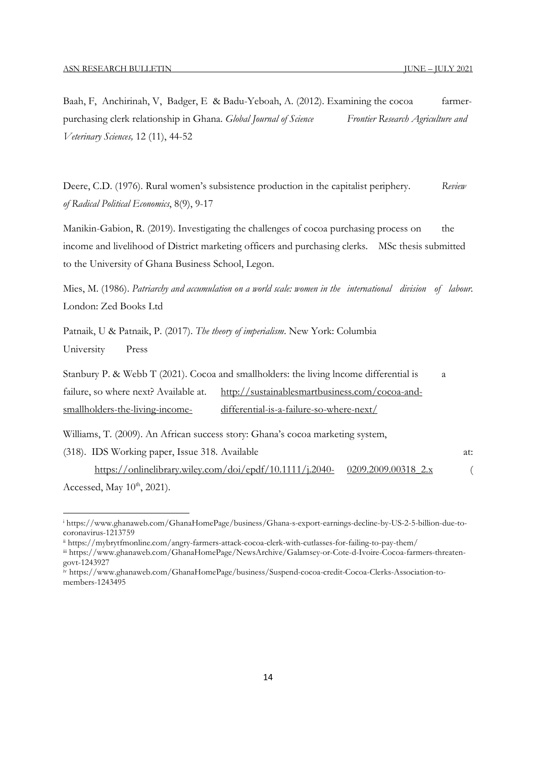Baah, F, Anchirinah, V, Badger, E & Badu-Yeboah, A. (2012). Examining the cocoa farmer-purchasing clerk relationship in Ghana. *Global Journal of Science Frontier Research Agriculture and Veterinary Sciences,* 12 (11), 44-52

Deere, C.D. (1976). Rural women's subsistence production in the capitalist periphery. *Review of Radical Political Economics*, 8(9), 9-17

Manikin-Gabion, R. (2019). Investigating the challenges of cocoa purchasing process on the income and livelihood of District marketing officers and purchasing clerks. MSc thesis submitted to the University of Ghana Business School, Legon.

Mies, M. (1986). *Patriarchy and accumulation on a world scale: women in the international division of labour*. London: Zed Books Ltd

Patnaik, U & Patnaik, P. (2017). *The theory of imperialism*. New York: Columbia University Press

Stanbury P. & Webb T (2021). Cocoa and smallholders: the living lncome differential is a failure, so where next? Available at. http://sustainablesmartbusiness.com/cocoa-and-smallholders-the-living-income-differential-is-a-failure-so-where-next/

Williams, T. (2009). An African success story: Ghana's cocoa marketing system, (318). IDS Working paper, Issue 318. Available at: https://onlinelibrary.wiley.com/doi/epdf/10.1111/j.2040-0209.2009.00318_2.x ( Accessed, May 10th, 2021).

---

[i] https://www.ghanaweb.com/GhanaHomePage/business/Ghana-s-export-earnings-decline-by-US-2-5-billion-due-to-coronavirus-1213759

[ii] https://mybrytfmonline.com/angry-farmers-attack-cocoa-clerk-with-cutlasses-for-failing-to-pay-them/

[iii] https://www.ghanaweb.com/GhanaHomePage/NewsArchive/Galamsey-or-Cote-d-Ivoire-Cocoa-farmers-threaten-govt-1243927

[iv] https://www.ghanaweb.com/GhanaHomePage/business/Suspend-cocoa-credit-Cocoa-Clerks-Association-to-members-1243495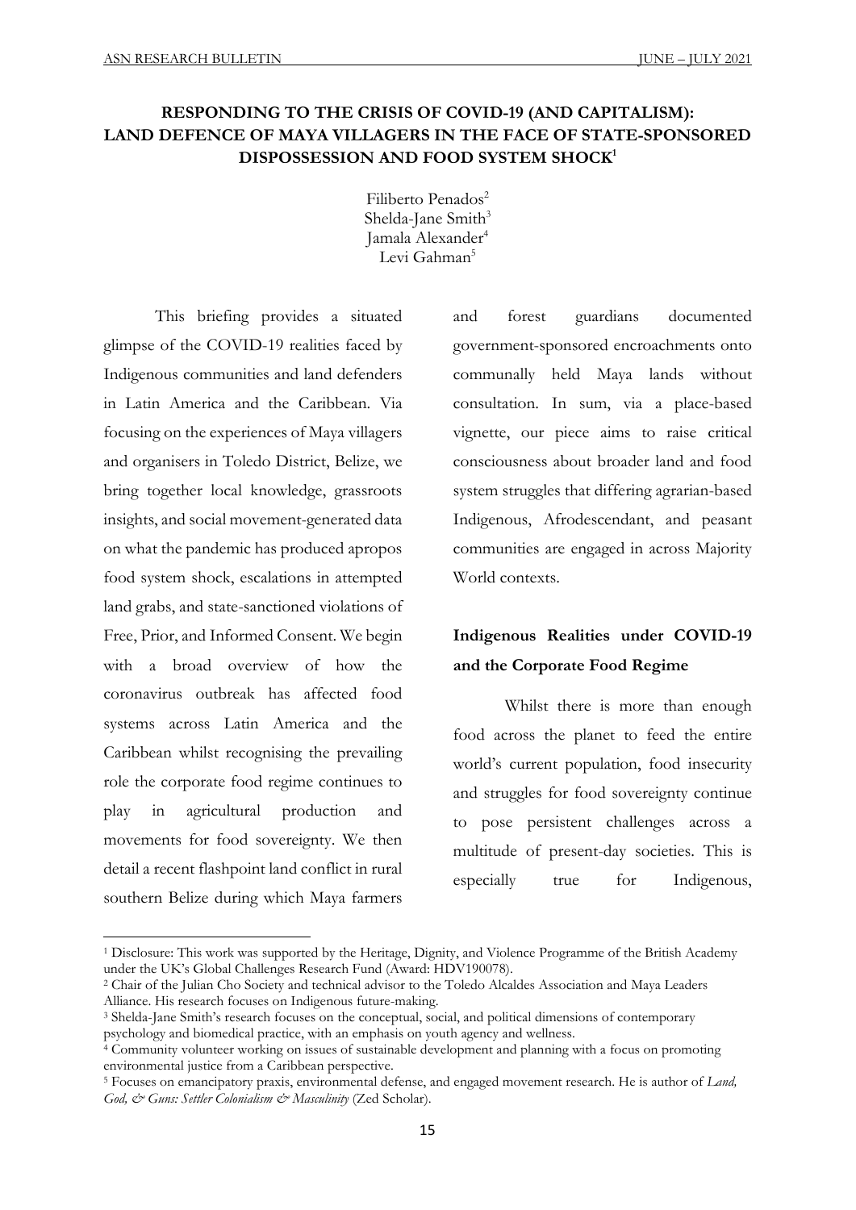# RESPONDING TO THE CRISIS OF COVID-19 (AND CAPITALISM): LAND DEFENCE OF MAYA VILLAGERS IN THE FACE OF STATE-SPONSORED DISPOSSESSION AND FOOD SYSTEM SHOCK[1]

Filiberto Penados[2]
Shelda-Jane Smith[3]
Jamala Alexander[4]
Levi Gahman[5]

This briefing provides a situated glimpse of the COVID-19 realities faced by Indigenous communities and land defenders in Latin America and the Caribbean. Via focusing on the experiences of Maya villagers and organisers in Toledo District, Belize, we bring together local knowledge, grassroots insights, and social movement-generated data on what the pandemic has produced apropos food system shock, escalations in attempted land grabs, and state-sanctioned violations of Free, Prior, and Informed Consent. We begin with a broad overview of how the coronavirus outbreak has affected food systems across Latin America and the Caribbean whilst recognising the prevailing role the corporate food regime continues to play in agricultural production and movements for food sovereignty. We then detail a recent flashpoint land conflict in rural southern Belize during which Maya farmers and forest guardians documented government-sponsored encroachments onto communally held Maya lands without consultation. In sum, via a place-based vignette, our piece aims to raise critical consciousness about broader land and food system struggles that differing agrarian-based Indigenous, Afrodescendant, and peasant communities are engaged in across Majority World contexts.

## Indigenous Realities under COVID-19 and the Corporate Food Regime

Whilst there is more than enough food across the planet to feed the entire world's current population, food insecurity and struggles for food sovereignty continue to pose persistent challenges across a multitude of present-day societies. This is especially true for Indigenous,

---

[1] Disclosure: This work was supported by the Heritage, Dignity, and Violence Programme of the British Academy under the UK's Global Challenges Research Fund (Award: HDV190078).

[2] Chair of the Julian Cho Society and technical advisor to the Toledo Alcaldes Association and Maya Leaders Alliance. His research focuses on Indigenous future-making.

[3] Shelda-Jane Smith's research focuses on the conceptual, social, and political dimensions of contemporary psychology and biomedical practice, with an emphasis on youth agency and wellness.

[4] Community volunteer working on issues of sustainable development and planning with a focus on promoting environmental justice from a Caribbean perspective.

[5] Focuses on emancipatory praxis, environmental defense, and engaged movement research. He is author of *Land, God, & Guns: Settler Colonialism & Masculinity* (Zed Scholar).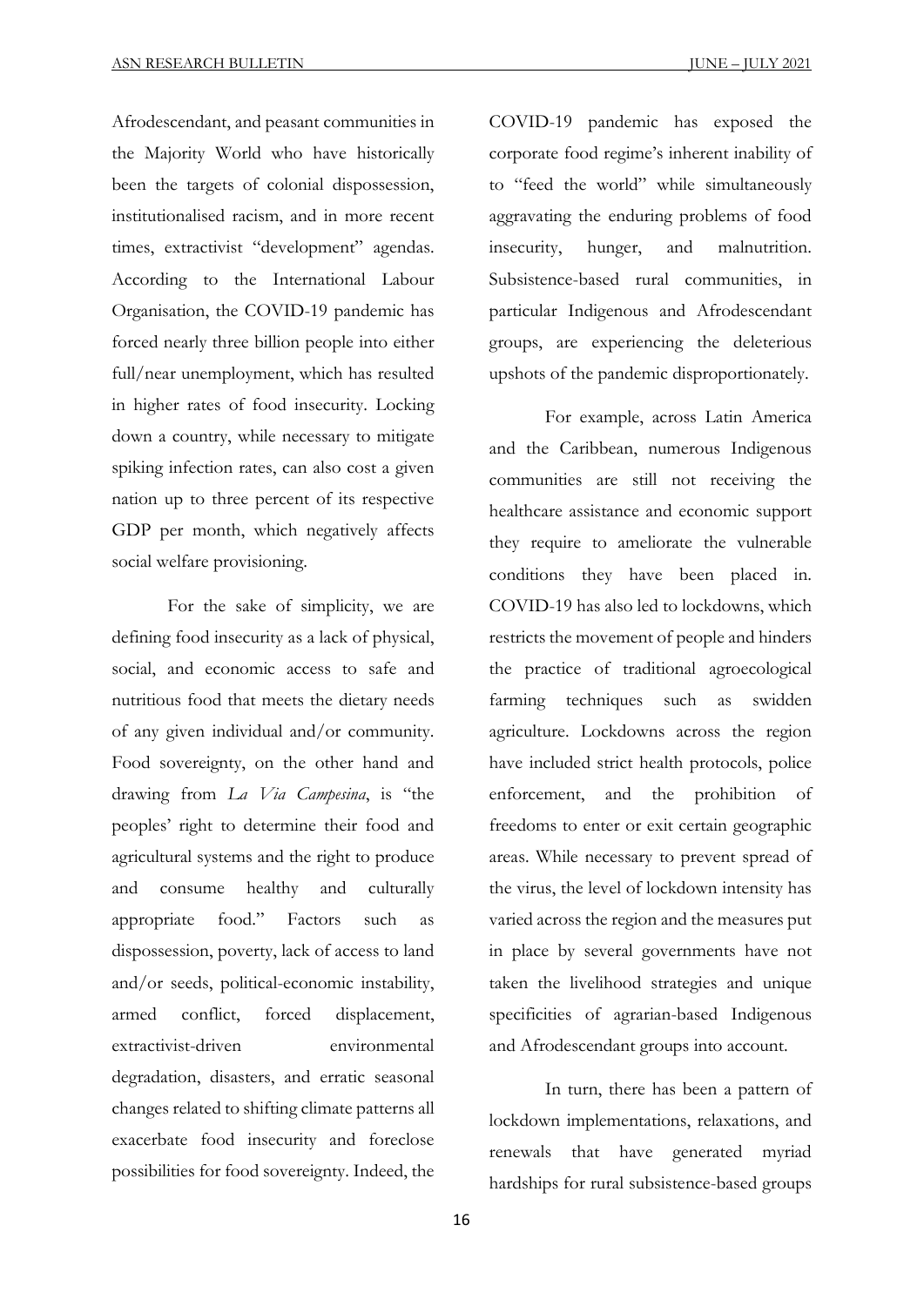Afrodescendant, and peasant communities in the Majority World who have historically been the targets of colonial dispossession, institutionalised racism, and in more recent times, extractivist "development" agendas. According to the International Labour Organisation, the COVID-19 pandemic has forced nearly three billion people into either full/near unemployment, which has resulted in higher rates of food insecurity. Locking down a country, while necessary to mitigate spiking infection rates, can also cost a given nation up to three percent of its respective GDP per month, which negatively affects social welfare provisioning.

For the sake of simplicity, we are defining food insecurity as a lack of physical, social, and economic access to safe and nutritious food that meets the dietary needs of any given individual and/or community. Food sovereignty, on the other hand and drawing from *La Via Campesina*, is "the peoples' right to determine their food and agricultural systems and the right to produce and consume healthy and culturally appropriate food." Factors such as dispossession, poverty, lack of access to land and/or seeds, political-economic instability, armed conflict, forced displacement, extractivist-driven environmental degradation, disasters, and erratic seasonal changes related to shifting climate patterns all exacerbate food insecurity and foreclose possibilities for food sovereignty. Indeed, the COVID-19 pandemic has exposed the corporate food regime's inherent inability of to "feed the world" while simultaneously aggravating the enduring problems of food insecurity, hunger, and malnutrition. Subsistence-based rural communities, in particular Indigenous and Afrodescendant groups, are experiencing the deleterious upshots of the pandemic disproportionately.

For example, across Latin America and the Caribbean, numerous Indigenous communities are still not receiving the healthcare assistance and economic support they require to ameliorate the vulnerable conditions they have been placed in. COVID-19 has also led to lockdowns, which restricts the movement of people and hinders the practice of traditional agroecological farming techniques such as swidden agriculture. Lockdowns across the region have included strict health protocols, police enforcement, and the prohibition of freedoms to enter or exit certain geographic areas. While necessary to prevent spread of the virus, the level of lockdown intensity has varied across the region and the measures put in place by several governments have not taken the livelihood strategies and unique specificities of agrarian-based Indigenous and Afrodescendant groups into account.

In turn, there has been a pattern of lockdown implementations, relaxations, and renewals that have generated myriad hardships for rural subsistence-based groups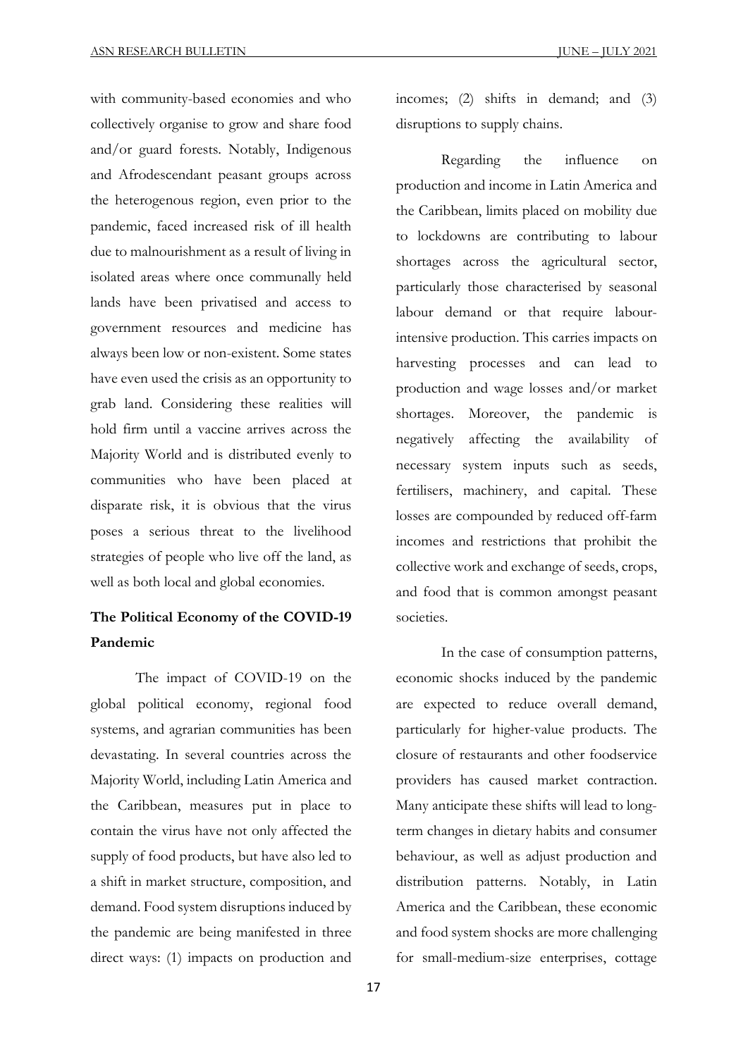with community-based economies and who collectively organise to grow and share food and/or guard forests. Notably, Indigenous and Afrodescendant peasant groups across the heterogenous region, even prior to the pandemic, faced increased risk of ill health due to malnourishment as a result of living in isolated areas where once communally held lands have been privatised and access to government resources and medicine has always been low or non-existent. Some states have even used the crisis as an opportunity to grab land. Considering these realities will hold firm until a vaccine arrives across the Majority World and is distributed evenly to communities who have been placed at disparate risk, it is obvious that the virus poses a serious threat to the livelihood strategies of people who live off the land, as well as both local and global economies.

## The Political Economy of the COVID-19 Pandemic

The impact of COVID-19 on the global political economy, regional food systems, and agrarian communities has been devastating. In several countries across the Majority World, including Latin America and the Caribbean, measures put in place to contain the virus have not only affected the supply of food products, but have also led to a shift in market structure, composition, and demand. Food system disruptions induced by the pandemic are being manifested in three direct ways: (1) impacts on production and incomes; (2) shifts in demand; and (3) disruptions to supply chains.

Regarding the influence on production and income in Latin America and the Caribbean, limits placed on mobility due to lockdowns are contributing to labour shortages across the agricultural sector, particularly those characterised by seasonal labour demand or that require labour-intensive production. This carries impacts on harvesting processes and can lead to production and wage losses and/or market shortages. Moreover, the pandemic is negatively affecting the availability of necessary system inputs such as seeds, fertilisers, machinery, and capital. These losses are compounded by reduced off-farm incomes and restrictions that prohibit the collective work and exchange of seeds, crops, and food that is common amongst peasant societies.

In the case of consumption patterns, economic shocks induced by the pandemic are expected to reduce overall demand, particularly for higher-value products. The closure of restaurants and other foodservice providers has caused market contraction. Many anticipate these shifts will lead to long-term changes in dietary habits and consumer behaviour, as well as adjust production and distribution patterns. Notably, in Latin America and the Caribbean, these economic and food system shocks are more challenging for small-medium-size enterprises, cottage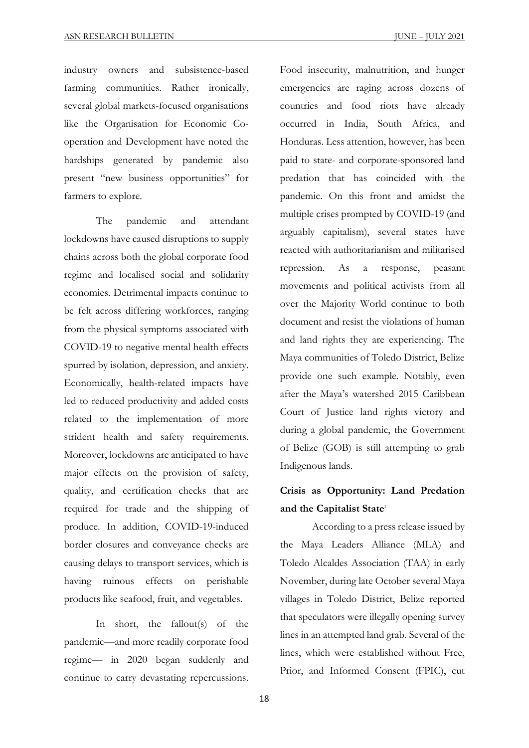industry owners and subsistence-based farming communities. Rather ironically, several global markets-focused organisations like the Organisation for Economic Co-operation and Development have noted the hardships generated by pandemic also present "new business opportunities" for farmers to explore.

The pandemic and attendant lockdowns have caused disruptions to supply chains across both the global corporate food regime and localised social and solidarity economies. Detrimental impacts continue to be felt across differing workforces, ranging from the physical symptoms associated with COVID-19 to negative mental health effects spurred by isolation, depression, and anxiety. Economically, health-related impacts have led to reduced productivity and added costs related to the implementation of more strident health and safety requirements. Moreover, lockdowns are anticipated to have major effects on the provision of safety, quality, and certification checks that are required for trade and the shipping of produce. In addition, COVID-19-induced border closures and conveyance checks are causing delays to transport services, which is having ruinous effects on perishable products like seafood, fruit, and vegetables.

In short, the fallout(s) of the pandemic—and more readily corporate food regime— in 2020 began suddenly and continue to carry devastating repercussions. Food insecurity, malnutrition, and hunger emergencies are raging across dozens of countries and food riots have already occurred in India, South Africa, and Honduras. Less attention, however, has been paid to state- and corporate-sponsored land predation that has coincided with the pandemic. On this front and amidst the multiple crises prompted by COVID-19 (and arguably capitalism), several states have reacted with authoritarianism and militarised repression. As a response, peasant movements and political activists from all over the Majority World continue to both document and resist the violations of human and land rights they are experiencing. The Maya communities of Toledo District, Belize provide one such example. Notably, even after the Maya's watershed 2015 Caribbean Court of Justice land rights victory and during a global pandemic, the Government of Belize (GOB) is still attempting to grab Indigenous lands.

## Crisis as Opportunity: Land Predation and the Capitalist State[i]

According to a press release issued by the Maya Leaders Alliance (MLA) and Toledo Alcaldes Association (TAA) in early November, during late October several Maya villages in Toledo District, Belize reported that speculators were illegally opening survey lines in an attempted land grab. Several of the lines, which were established without Free, Prior, and Informed Consent (FPIC), cut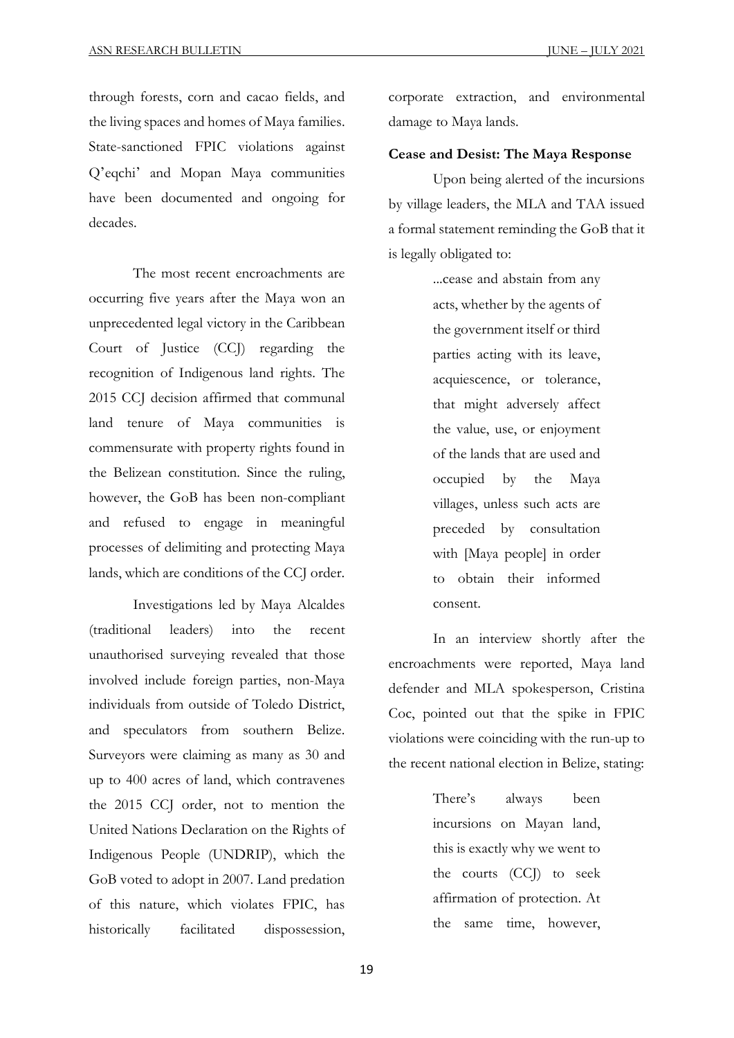through forests, corn and cacao fields, and the living spaces and homes of Maya families. State-sanctioned FPIC violations against Q'eqchi' and Mopan Maya communities have been documented and ongoing for decades.

The most recent encroachments are occurring five years after the Maya won an unprecedented legal victory in the Caribbean Court of Justice (CCJ) regarding the recognition of Indigenous land rights. The 2015 CCJ decision affirmed that communal land tenure of Maya communities is commensurate with property rights found in the Belizean constitution. Since the ruling, however, the GoB has been non-compliant and refused to engage in meaningful processes of delimiting and protecting Maya lands, which are conditions of the CCJ order.

Investigations led by Maya Alcaldes (traditional leaders) into the recent unauthorised surveying revealed that those involved include foreign parties, non-Maya individuals from outside of Toledo District, and speculators from southern Belize. Surveyors were claiming as many as 30 and up to 400 acres of land, which contravenes the 2015 CCJ order, not to mention the United Nations Declaration on the Rights of Indigenous People (UNDRIP), which the GoB voted to adopt in 2007. Land predation of this nature, which violates FPIC, has historically facilitated dispossession, corporate extraction, and environmental damage to Maya lands.

**Cease and Desist: The Maya Response**

Upon being alerted of the incursions by village leaders, the MLA and TAA issued a formal statement reminding the GoB that it is legally obligated to:

> ...cease and abstain from any acts, whether by the agents of the government itself or third parties acting with its leave, acquiescence, or tolerance, that might adversely affect the value, use, or enjoyment of the lands that are used and occupied by the Maya villages, unless such acts are preceded by consultation with [Maya people] in order to obtain their informed consent.

In an interview shortly after the encroachments were reported, Maya land defender and MLA spokesperson, Cristina Coc, pointed out that the spike in FPIC violations were coinciding with the run-up to the recent national election in Belize, stating:

> There's always been incursions on Mayan land, this is exactly why we went to the courts (CCJ) to seek affirmation of protection. At the same time, however,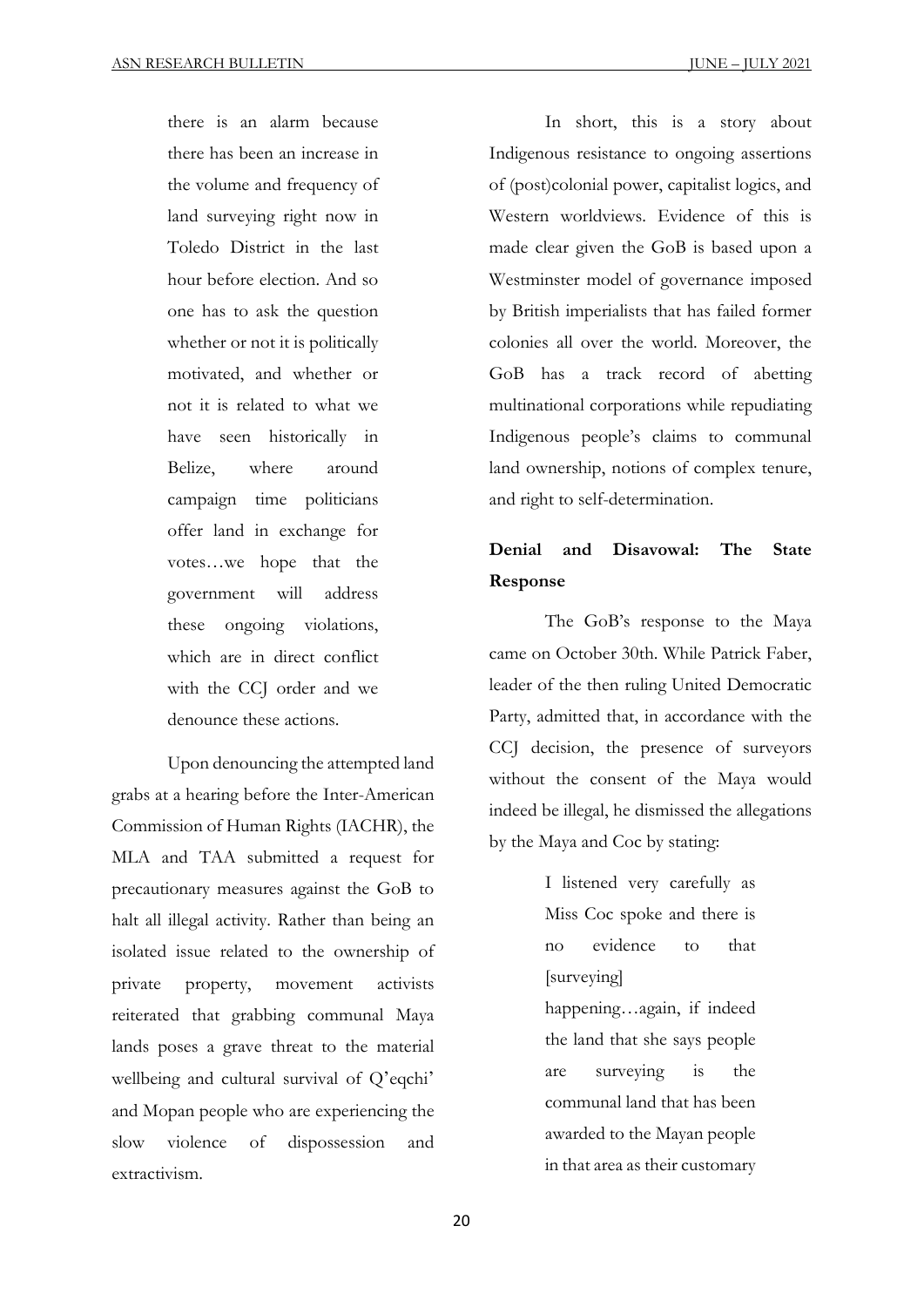> there is an alarm because there has been an increase in the volume and frequency of land surveying right now in Toledo District in the last hour before election. And so one has to ask the question whether or not it is politically motivated, and whether or not it is related to what we have seen historically in Belize, where around campaign time politicians offer land in exchange for votes…we hope that the government will address these ongoing violations, which are in direct conflict with the CCJ order and we denounce these actions.

Upon denouncing the attempted land grabs at a hearing before the Inter-American Commission of Human Rights (IACHR), the MLA and TAA submitted a request for precautionary measures against the GoB to halt all illegal activity. Rather than being an isolated issue related to the ownership of private property, movement activists reiterated that grabbing communal Maya lands poses a grave threat to the material wellbeing and cultural survival of Q'eqchi' and Mopan people who are experiencing the slow violence of dispossession and extractivism.

In short, this is a story about Indigenous resistance to ongoing assertions of (post)colonial power, capitalist logics, and Western worldviews. Evidence of this is made clear given the GoB is based upon a Westminster model of governance imposed by British imperialists that has failed former colonies all over the world. Moreover, the GoB has a track record of abetting multinational corporations while repudiating Indigenous people's claims to communal land ownership, notions of complex tenure, and right to self-determination.

## Denial and Disavowal: The State Response

The GoB's response to the Maya came on October 30th. While Patrick Faber, leader of the then ruling United Democratic Party, admitted that, in accordance with the CCJ decision, the presence of surveyors without the consent of the Maya would indeed be illegal, he dismissed the allegations by the Maya and Coc by stating:

> I listened very carefully as Miss Coc spoke and there is no evidence to that [surveying] happening…again, if indeed the land that she says people are surveying is the communal land that has been awarded to the Mayan people in that area as their customary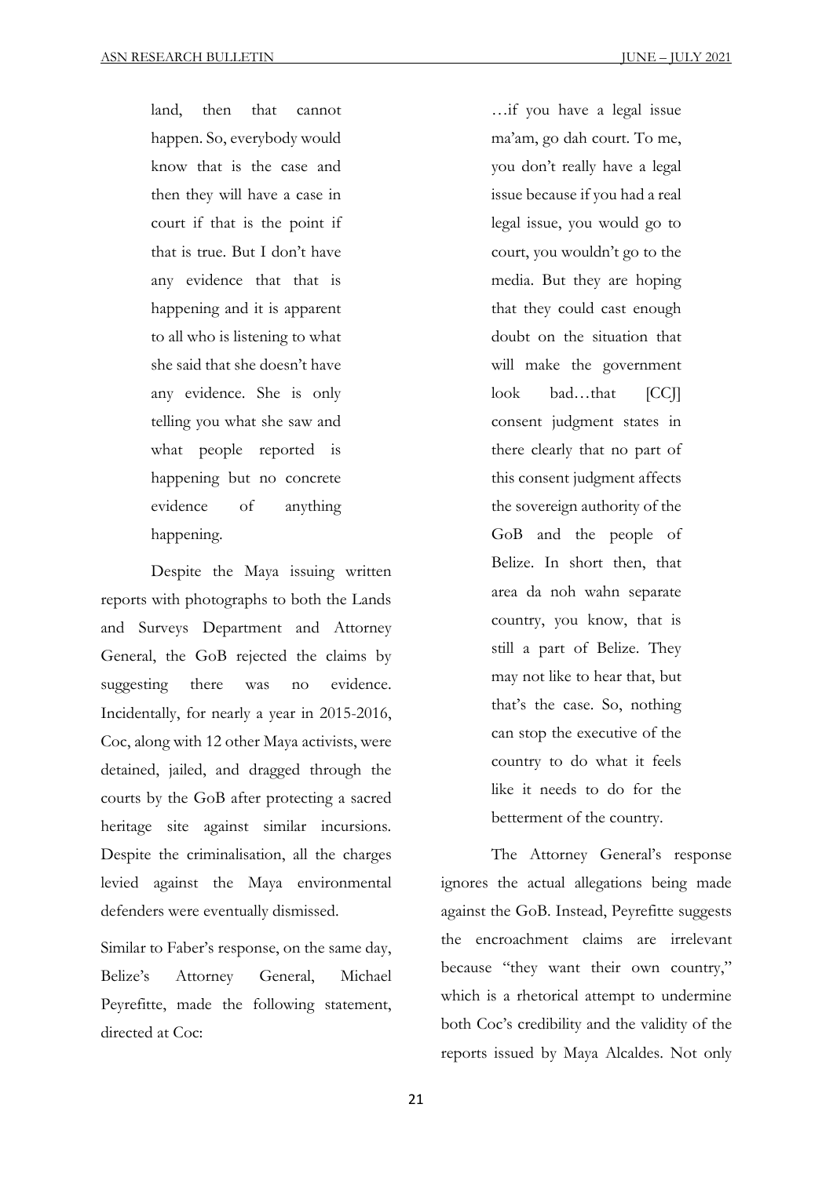> land, then that cannot happen. So, everybody would know that is the case and then they will have a case in court if that is the point if that is true. But I don't have any evidence that that is happening and it is apparent to all who is listening to what she said that she doesn't have any evidence. She is only telling you what she saw and what people reported is happening but no concrete evidence of anything happening.

Despite the Maya issuing written reports with photographs to both the Lands and Surveys Department and Attorney General, the GoB rejected the claims by suggesting there was no evidence. Incidentally, for nearly a year in 2015-2016, Coc, along with 12 other Maya activists, were detained, jailed, and dragged through the courts by the GoB after protecting a sacred heritage site against similar incursions. Despite the criminalisation, all the charges levied against the Maya environmental defenders were eventually dismissed.

Similar to Faber's response, on the same day, Belize's Attorney General, Michael Peyrefitte, made the following statement, directed at Coc:

> …if you have a legal issue ma'am, go dah court. To me, you don't really have a legal issue because if you had a real legal issue, you would go to court, you wouldn't go to the media. But they are hoping that they could cast enough doubt on the situation that will make the government look bad…that [CCJ] consent judgment states in there clearly that no part of this consent judgment affects the sovereign authority of the GoB and the people of Belize. In short then, that area da noh wahn separate country, you know, that is still a part of Belize. They may not like to hear that, but that's the case. So, nothing can stop the executive of the country to do what it feels like it needs to do for the betterment of the country.

The Attorney General's response ignores the actual allegations being made against the GoB. Instead, Peyrefitte suggests the encroachment claims are irrelevant because "they want their own country," which is a rhetorical attempt to undermine both Coc's credibility and the validity of the reports issued by Maya Alcaldes. Not only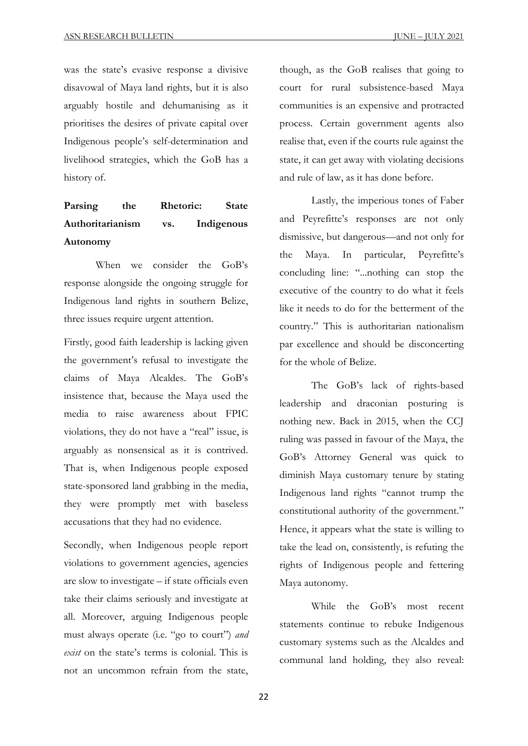was the state's evasive response a divisive disavowal of Maya land rights, but it is also arguably hostile and dehumanising as it prioritises the desires of private capital over Indigenous people's self-determination and livelihood strategies, which the GoB has a history of.

## Parsing the Rhetoric: State Authoritarianism vs. Indigenous Autonomy

When we consider the GoB's response alongside the ongoing struggle for Indigenous land rights in southern Belize, three issues require urgent attention.

Firstly, good faith leadership is lacking given the government's refusal to investigate the claims of Maya Alcaldes. The GoB's insistence that, because the Maya used the media to raise awareness about FPIC violations, they do not have a "real" issue, is arguably as nonsensical as it is contrived. That is, when Indigenous people exposed state-sponsored land grabbing in the media, they were promptly met with baseless accusations that they had no evidence.

Secondly, when Indigenous people report violations to government agencies, agencies are slow to investigate – if state officials even take their claims seriously and investigate at all. Moreover, arguing Indigenous people must always operate (i.e. "go to court") *and exist* on the state's terms is colonial. This is not an uncommon refrain from the state, though, as the GoB realises that going to court for rural subsistence-based Maya communities is an expensive and protracted process. Certain government agents also realise that, even if the courts rule against the state, it can get away with violating decisions and rule of law, as it has done before.

Lastly, the imperious tones of Faber and Peyrefitte's responses are not only dismissive, but dangerous—and not only for the Maya. In particular, Peyrefitte's concluding line: "...nothing can stop the executive of the country to do what it feels like it needs to do for the betterment of the country." This is authoritarian nationalism par excellence and should be disconcerting for the whole of Belize.

The GoB's lack of rights-based leadership and draconian posturing is nothing new. Back in 2015, when the CCJ ruling was passed in favour of the Maya, the GoB's Attorney General was quick to diminish Maya customary tenure by stating Indigenous land rights "cannot trump the constitutional authority of the government." Hence, it appears what the state is willing to take the lead on, consistently, is refuting the rights of Indigenous people and fettering Maya autonomy.

While the GoB's most recent statements continue to rebuke Indigenous customary systems such as the Alcaldes and communal land holding, they also reveal: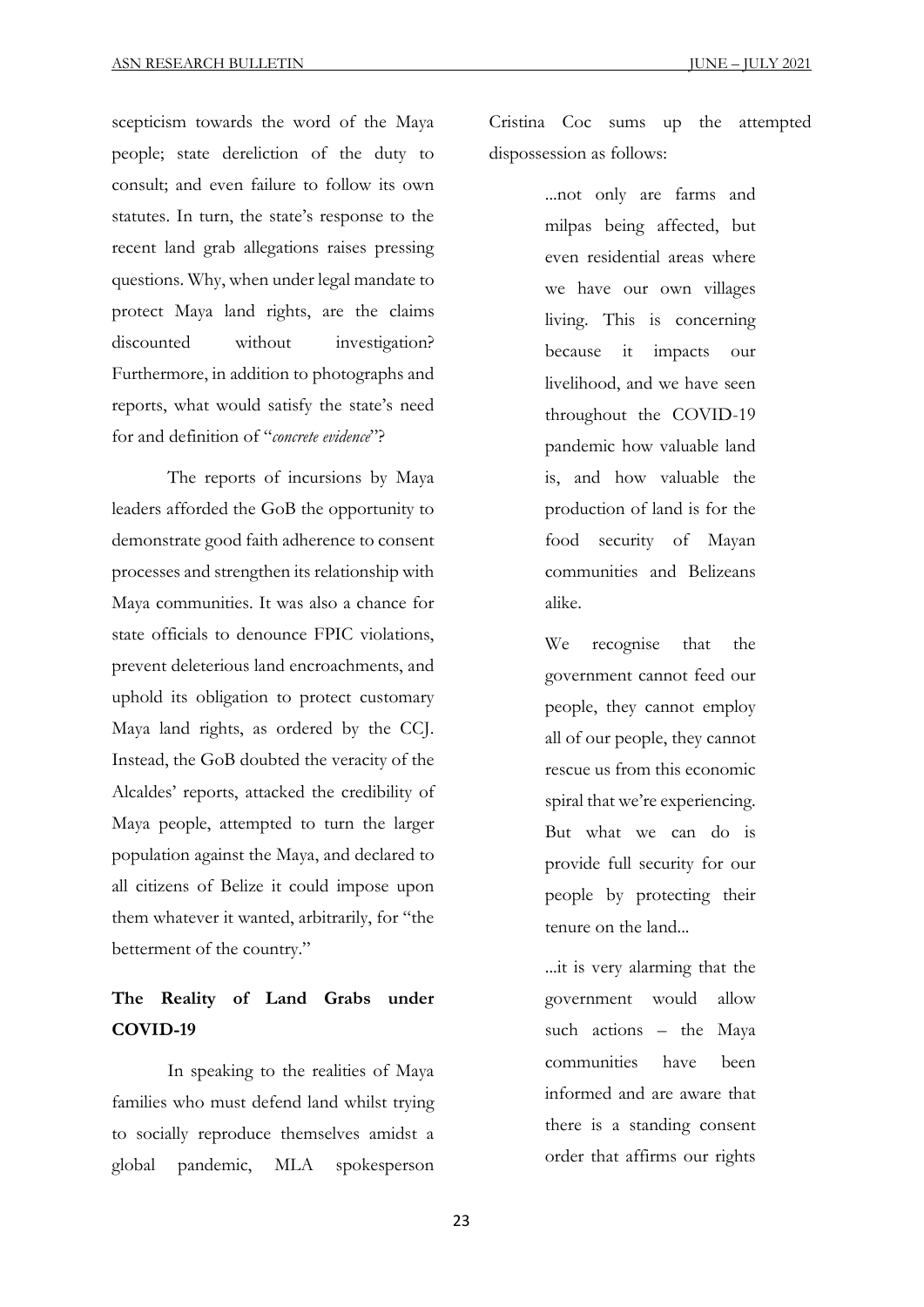scepticism towards the word of the Maya people; state dereliction of the duty to consult; and even failure to follow its own statutes. In turn, the state's response to the recent land grab allegations raises pressing questions. Why, when under legal mandate to protect Maya land rights, are the claims discounted without investigation? Furthermore, in addition to photographs and reports, what would satisfy the state's need for and definition of "*concrete evidence*"?

The reports of incursions by Maya leaders afforded the GoB the opportunity to demonstrate good faith adherence to consent processes and strengthen its relationship with Maya communities. It was also a chance for state officials to denounce FPIC violations, prevent deleterious land encroachments, and uphold its obligation to protect customary Maya land rights, as ordered by the CCJ. Instead, the GoB doubted the veracity of the Alcaldes' reports, attacked the credibility of Maya people, attempted to turn the larger population against the Maya, and declared to all citizens of Belize it could impose upon them whatever it wanted, arbitrarily, for "the betterment of the country."

## The Reality of Land Grabs under COVID-19

In speaking to the realities of Maya families who must defend land whilst trying to socially reproduce themselves amidst a global pandemic, MLA spokesperson Cristina Coc sums up the attempted dispossession as follows:

> ...not only are farms and milpas being affected, but even residential areas where we have our own villages living. This is concerning because it impacts our livelihood, and we have seen throughout the COVID-19 pandemic how valuable land is, and how valuable the production of land is for the food security of Mayan communities and Belizeans alike.
>
> We recognise that the government cannot feed our people, they cannot employ all of our people, they cannot rescue us from this economic spiral that we're experiencing. But what we can do is provide full security for our people by protecting their tenure on the land...
>
> ...it is very alarming that the government would allow such actions – the Maya communities have been informed and are aware that there is a standing consent order that affirms our rights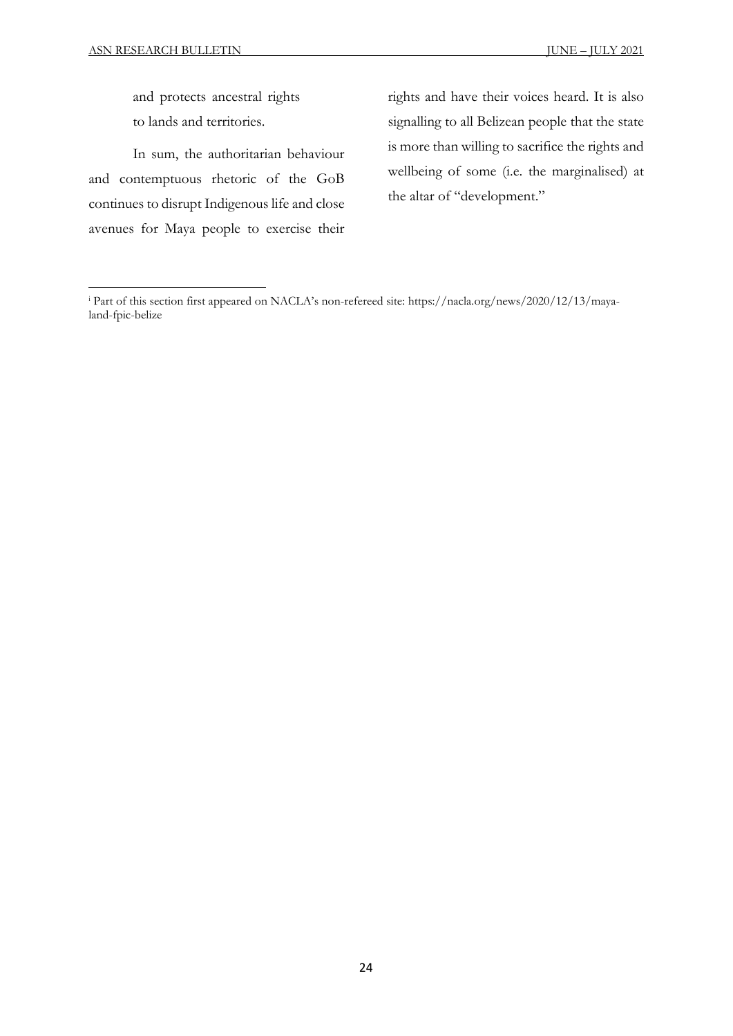and protects ancestral rights to lands and territories.

In sum, the authoritarian behaviour and contemptuous rhetoric of the GoB continues to disrupt Indigenous life and close avenues for Maya people to exercise their rights and have their voices heard. It is also signalling to all Belizean people that the state is more than willing to sacrifice the rights and wellbeing of some (i.e. the marginalised) at the altar of "development."

---

[i] Part of this section first appeared on NACLA's non-refereed site: https://nacla.org/news/2020/12/13/maya-land-fpic-belize